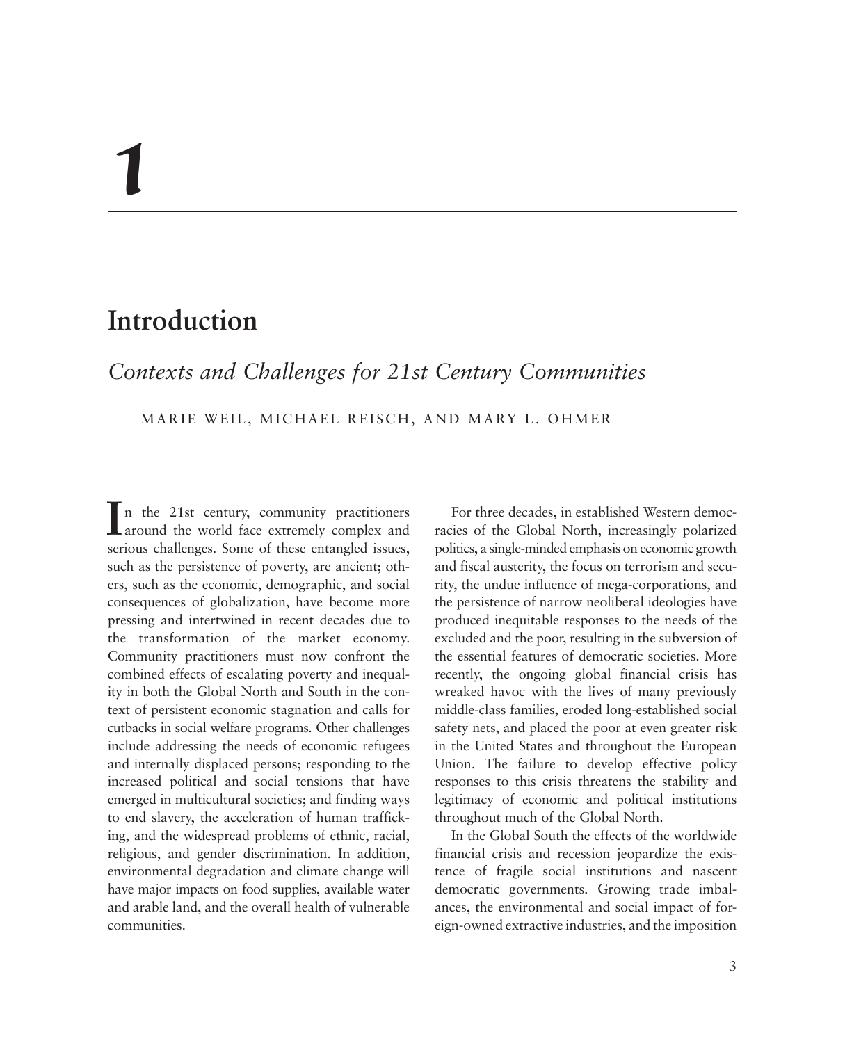# 1

## Introduction

### *Contexts and Challenges for 21st Century Communities*

MARIE WEIL, MICHAEL REISCH, AND MARY L. OHMER

In the 21st century, community practitioners around the world face extremely complex and serious challenges. Some of these entangled issues, such as the persistence of poverty, are ancient; others, such as the economic, demographic, and social consequences of globalization, have become more pressing and intertwined in recent decades due to the transformation of the market economy. Community practitioners must now confront the combined effects of escalating poverty and inequality in both the Global North and South in the context of persistent economic stagnation and calls for cutbacks in social welfare programs. Other challenges include addressing the needs of economic refugees and internally displaced persons; responding to the increased political and social tensions that have emerged in multicultural societies; and finding ways to end slavery, the acceleration of human trafficking, and the widespread problems of ethnic, racial, religious, and gender discrimination. In addition, environmental degradation and climate change will have major impacts on food supplies, available water and arable land, and the overall health of vulnerable communities.

For three decades, in established Western democracies of the Global North, increasingly polarized politics, a single-minded emphasis on economic growth and fiscal austerity, the focus on terrorism and security, the undue influence of mega-corporations, and the persistence of narrow neoliberal ideologies have produced inequitable responses to the needs of the excluded and the poor, resulting in the subversion of the essential features of democratic societies. More recently, the ongoing global financial crisis has wreaked havoc with the lives of many previously middle-class families, eroded long-established social safety nets, and placed the poor at even greater risk in the United States and throughout the European Union. The failure to develop effective policy responses to this crisis threatens the stability and legitimacy of economic and political institutions throughout much of the Global North.

In the Global South the effects of the worldwide financial crisis and recession jeopardize the existence of fragile social institutions and nascent democratic governments. Growing trade imbalances, the environmental and social impact of foreign-owned extractive industries, and the imposition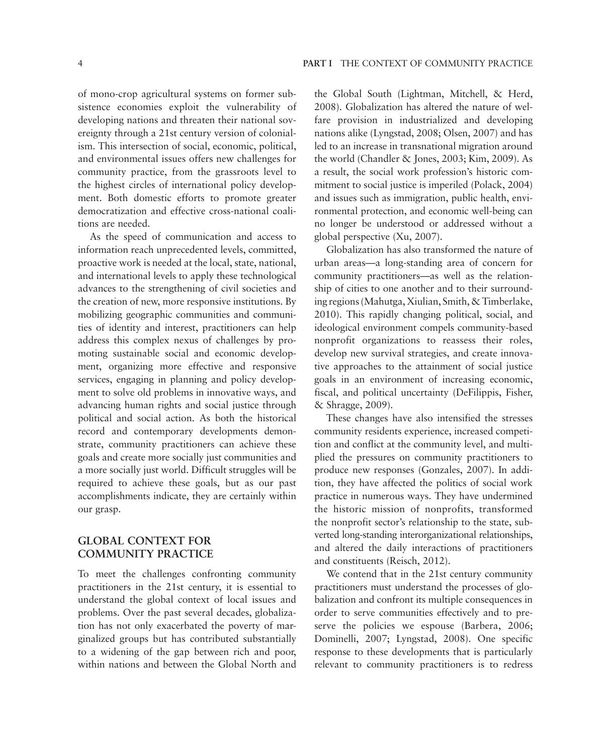of mono-crop agricultural systems on former subsistence economies exploit the vulnerability of developing nations and threaten their national sovereignty through a 21st century version of colonialism. This intersection of social, economic, political, and environmental issues offers new challenges for community practice, from the grassroots level to the highest circles of international policy development. Both domestic efforts to promote greater democratization and effective cross-national coalitions are needed.

As the speed of communication and access to information reach unprecedented levels, committed, proactive work is needed at the local, state, national, and international levels to apply these technological advances to the strengthening of civil societies and the creation of new, more responsive institutions. By mobilizing geographic communities and communities of identity and interest, practitioners can help address this complex nexus of challenges by promoting sustainable social and economic development, organizing more effective and responsive services, engaging in planning and policy development to solve old problems in innovative ways, and advancing human rights and social justice through political and social action. As both the historical record and contemporary developments demonstrate, community practitioners can achieve these goals and create more socially just communities and a more socially just world. Difficult struggles will be required to achieve these goals, but as our past accomplishments indicate, they are certainly within our grasp.

## GLOBAL CONTEXT FOR COMMUNITY PRACTICE

To meet the challenges confronting community practitioners in the 21st century, it is essential to understand the global context of local issues and problems. Over the past several decades, globalization has not only exacerbated the poverty of marginalized groups but has contributed substantially to a widening of the gap between rich and poor, within nations and between the Global North and the Global South (Lightman, Mitchell, & Herd, 2008). Globalization has altered the nature of welfare provision in industrialized and developing nations alike (Lyngstad, 2008; Olsen, 2007) and has led to an increase in transnational migration around the world (Chandler & Jones, 2003; Kim, 2009). As a result, the social work profession's historic commitment to social justice is imperiled (Polack, 2004) and issues such as immigration, public health, environmental protection, and economic well-being can no longer be understood or addressed without a global perspective (Xu, 2007).

Globalization has also transformed the nature of urban areas—a long-standing area of concern for community practitioners—as well as the relationship of cities to one another and to their surrounding regions (Mahutga, Xiulian, Smith, & Timberlake, 2010). This rapidly changing political, social, and ideological environment compels community-based nonprofit organizations to reassess their roles, develop new survival strategies, and create innovative approaches to the attainment of social justice goals in an environment of increasing economic, fiscal, and political uncertainty (DeFilippis, Fisher, & Shragge, 2009).

These changes have also intensified the stresses community residents experience, increased competition and conflict at the community level, and multiplied the pressures on community practitioners to produce new responses (Gonzales, 2007). In addition, they have affected the politics of social work practice in numerous ways. They have undermined the historic mission of nonprofits, transformed the nonprofit sector's relationship to the state, subverted long-standing interorganizational relationships, and altered the daily interactions of practitioners and constituents (Reisch, 2012).

We contend that in the 21st century community practitioners must understand the processes of globalization and confront its multiple consequences in order to serve communities effectively and to preserve the policies we espouse (Barbera, 2006; Dominelli, 2007; Lyngstad, 2008). One specific response to these developments that is particularly relevant to community practitioners is to redress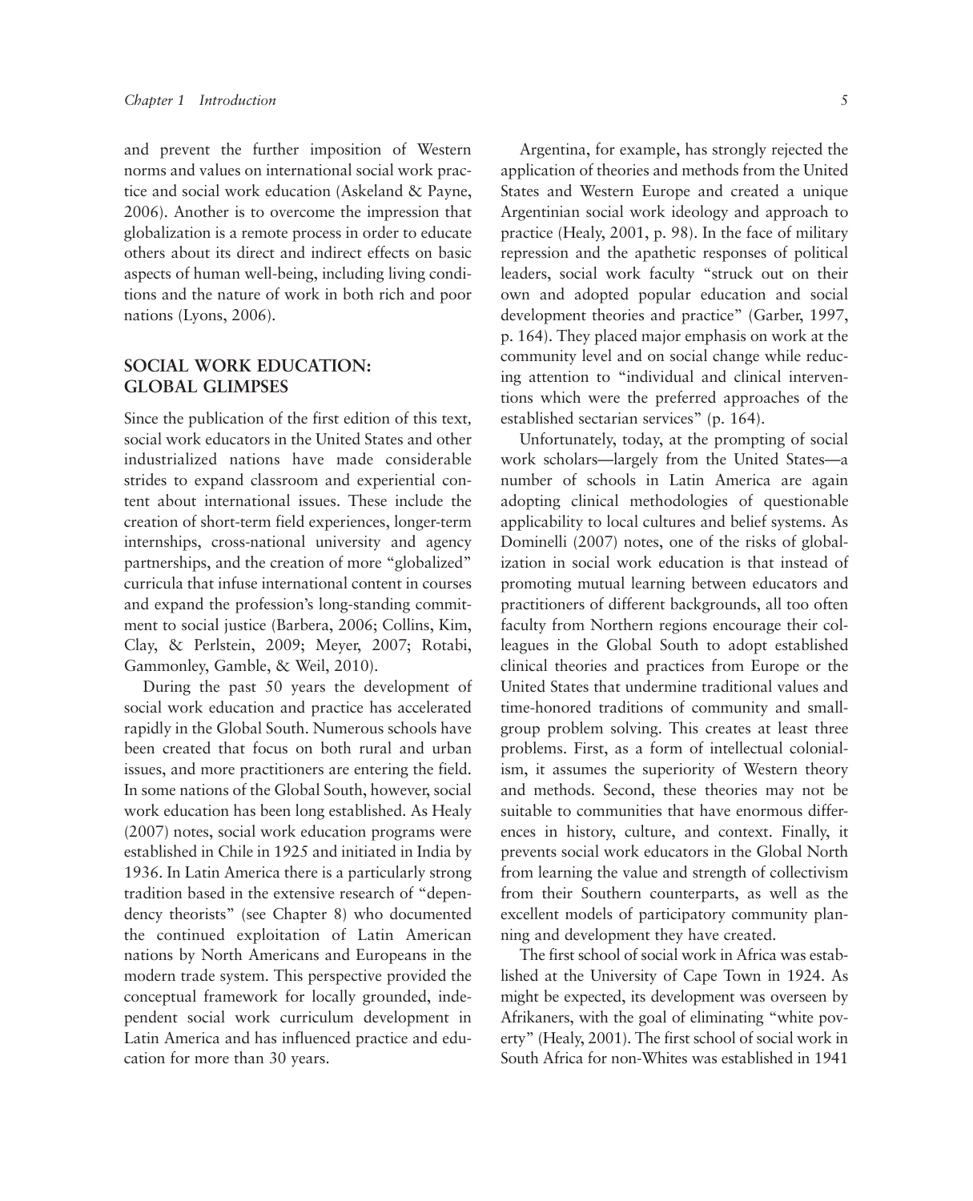and prevent the further imposition of Western norms and values on international social work practice and social work education (Askeland & Payne, 2006). Another is to overcome the impression that globalization is a remote process in order to educate others about its direct and indirect effects on basic aspects of human well-being, including living conditions and the nature of work in both rich and poor nations (Lyons, 2006).

## SOCIAL WORK EDUCATION: GLOBAL GLIMPSES

Since the publication of the first edition of this text, social work educators in the United States and other industrialized nations have made considerable strides to expand classroom and experiential content about international issues. These include the creation of short-term field experiences, longer-term internships, cross-national university and agency partnerships, and the creation of more "globalized" curricula that infuse international content in courses and expand the profession's long-standing commitment to social justice (Barbera, 2006; Collins, Kim, Clay, & Perlstein, 2009; Meyer, 2007; Rotabi, Gammonley, Gamble, & Weil, 2010).

During the past 50 years the development of social work education and practice has accelerated rapidly in the Global South. Numerous schools have been created that focus on both rural and urban issues, and more practitioners are entering the field. In some nations of the Global South, however, social work education has been long established. As Healy (2007) notes, social work education programs were established in Chile in 1925 and initiated in India by 1936. In Latin America there is a particularly strong tradition based in the extensive research of "dependency theorists" (see Chapter 8) who documented the continued exploitation of Latin American nations by North Americans and Europeans in the modern trade system. This perspective provided the conceptual framework for locally grounded, independent social work curriculum development in Latin America and has influenced practice and education for more than 30 years.

Argentina, for example, has strongly rejected the application of theories and methods from the United States and Western Europe and created a unique Argentinian social work ideology and approach to practice (Healy, 2001, p. 98). In the face of military repression and the apathetic responses of political leaders, social work faculty "struck out on their own and adopted popular education and social development theories and practice" (Garber, 1997, p. 164). They placed major emphasis on work at the community level and on social change while reducing attention to "individual and clinical interventions which were the preferred approaches of the established sectarian services" (p. 164).

Unfortunately, today, at the prompting of social work scholars—largely from the United States—a number of schools in Latin America are again adopting clinical methodologies of questionable applicability to local cultures and belief systems. As Dominelli (2007) notes, one of the risks of globalization in social work education is that instead of promoting mutual learning between educators and practitioners of different backgrounds, all too often faculty from Northern regions encourage their colleagues in the Global South to adopt established clinical theories and practices from Europe or the United States that undermine traditional values and time-honored traditions of community and small-group problem solving. This creates at least three problems. First, as a form of intellectual colonialism, it assumes the superiority of Western theory and methods. Second, these theories may not be suitable to communities that have enormous differences in history, culture, and context. Finally, it prevents social work educators in the Global North from learning the value and strength of collectivism from their Southern counterparts, as well as the excellent models of participatory community planning and development they have created.

The first school of social work in Africa was established at the University of Cape Town in 1924. As might be expected, its development was overseen by Afrikaners, with the goal of eliminating "white poverty" (Healy, 2001). The first school of social work in South Africa for non-Whites was established in 1941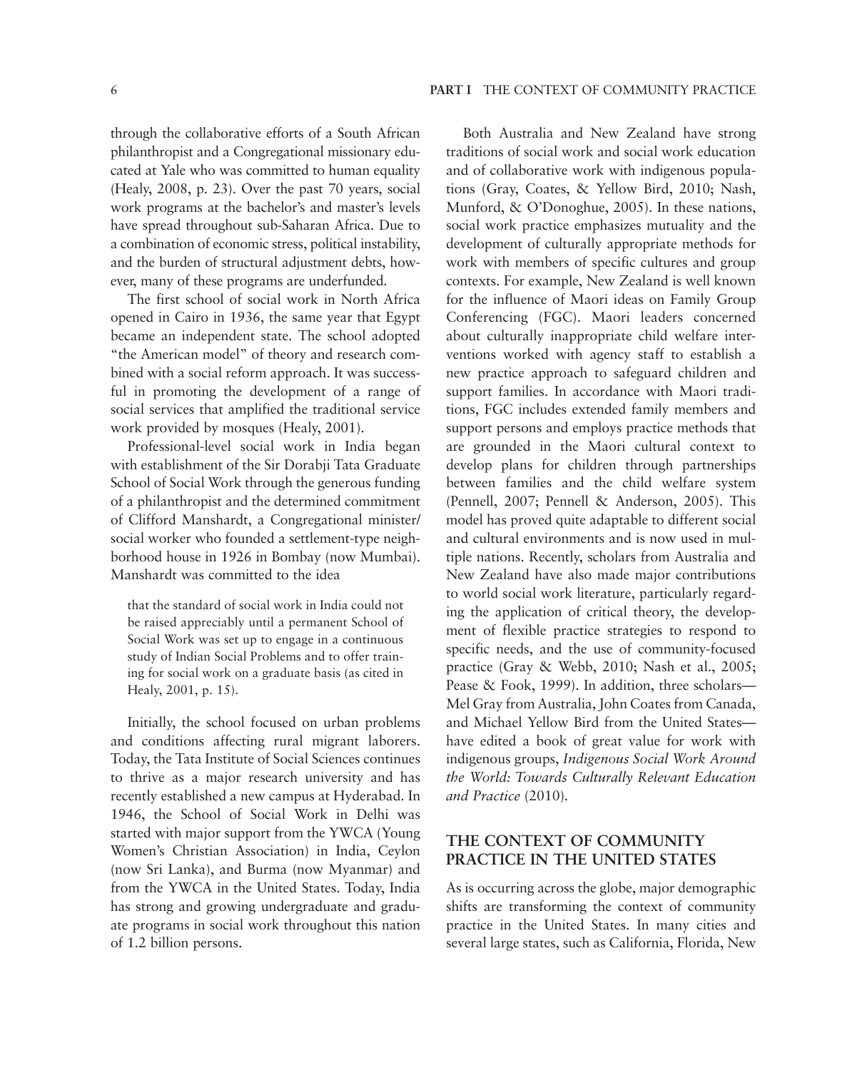through the collaborative efforts of a South African philanthropist and a Congregational missionary educated at Yale who was committed to human equality (Healy, 2008, p. 23). Over the past 70 years, social work programs at the bachelor's and master's levels have spread throughout sub-Saharan Africa. Due to a combination of economic stress, political instability, and the burden of structural adjustment debts, however, many of these programs are underfunded.

The first school of social work in North Africa opened in Cairo in 1936, the same year that Egypt became an independent state. The school adopted "the American model" of theory and research combined with a social reform approach. It was successful in promoting the development of a range of social services that amplified the traditional service work provided by mosques (Healy, 2001).

Professional-level social work in India began with establishment of the Sir Dorabji Tata Graduate School of Social Work through the generous funding of a philanthropist and the determined commitment of Clifford Manshardt, a Congregational minister/social worker who founded a settlement-type neighborhood house in 1926 in Bombay (now Mumbai). Manshardt was committed to the idea

> that the standard of social work in India could not be raised appreciably until a permanent School of Social Work was set up to engage in a continuous study of Indian Social Problems and to offer training for social work on a graduate basis (as cited in Healy, 2001, p. 15).

Initially, the school focused on urban problems and conditions affecting rural migrant laborers. Today, the Tata Institute of Social Sciences continues to thrive as a major research university and has recently established a new campus at Hyderabad. In 1946, the School of Social Work in Delhi was started with major support from the YWCA (Young Women's Christian Association) in India, Ceylon (now Sri Lanka), and Burma (now Myanmar) and from the YWCA in the United States. Today, India has strong and growing undergraduate and graduate programs in social work throughout this nation of 1.2 billion persons.

Both Australia and New Zealand have strong traditions of social work and social work education and of collaborative work with indigenous populations (Gray, Coates, & Yellow Bird, 2010; Nash, Munford, & O'Donoghue, 2005). In these nations, social work practice emphasizes mutuality and the development of culturally appropriate methods for work with members of specific cultures and group contexts. For example, New Zealand is well known for the influence of Maori ideas on Family Group Conferencing (FGC). Maori leaders concerned about culturally inappropriate child welfare interventions worked with agency staff to establish a new practice approach to safeguard children and support families. In accordance with Maori traditions, FGC includes extended family members and support persons and employs practice methods that are grounded in the Maori cultural context to develop plans for children through partnerships between families and the child welfare system (Pennell, 2007; Pennell & Anderson, 2005). This model has proved quite adaptable to different social and cultural environments and is now used in multiple nations. Recently, scholars from Australia and New Zealand have also made major contributions to world social work literature, particularly regarding the application of critical theory, the development of flexible practice strategies to respond to specific needs, and the use of community-focused practice (Gray & Webb, 2010; Nash et al., 2005; Pease & Fook, 1999). In addition, three scholars—Mel Gray from Australia, John Coates from Canada, and Michael Yellow Bird from the United States—have edited a book of great value for work with indigenous groups, *Indigenous Social Work Around the World: Towards Culturally Relevant Education and Practice* (2010).

## THE CONTEXT OF COMMUNITY PRACTICE IN THE UNITED STATES

As is occurring across the globe, major demographic shifts are transforming the context of community practice in the United States. In many cities and several large states, such as California, Florida, New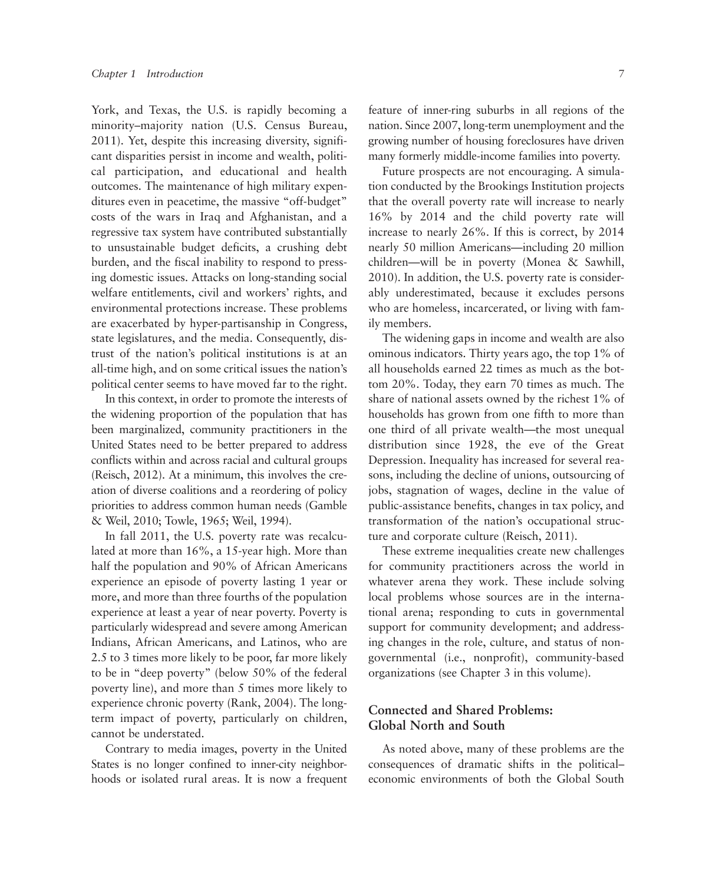York, and Texas, the U.S. is rapidly becoming a minority–majority nation (U.S. Census Bureau, 2011). Yet, despite this increasing diversity, significant disparities persist in income and wealth, political participation, and educational and health outcomes. The maintenance of high military expenditures even in peacetime, the massive "off-budget" costs of the wars in Iraq and Afghanistan, and a regressive tax system have contributed substantially to unsustainable budget deficits, a crushing debt burden, and the fiscal inability to respond to pressing domestic issues. Attacks on long-standing social welfare entitlements, civil and workers' rights, and environmental protections increase. These problems are exacerbated by hyper-partisanship in Congress, state legislatures, and the media. Consequently, distrust of the nation's political institutions is at an all-time high, and on some critical issues the nation's political center seems to have moved far to the right.

In this context, in order to promote the interests of the widening proportion of the population that has been marginalized, community practitioners in the United States need to be better prepared to address conflicts within and across racial and cultural groups (Reisch, 2012). At a minimum, this involves the creation of diverse coalitions and a reordering of policy priorities to address common human needs (Gamble & Weil, 2010; Towle, 1965; Weil, 1994).

In fall 2011, the U.S. poverty rate was recalculated at more than 16%, a 15-year high. More than half the population and 90% of African Americans experience an episode of poverty lasting 1 year or more, and more than three fourths of the population experience at least a year of near poverty. Poverty is particularly widespread and severe among American Indians, African Americans, and Latinos, who are 2.5 to 3 times more likely to be poor, far more likely to be in "deep poverty" (below 50% of the federal poverty line), and more than 5 times more likely to experience chronic poverty (Rank, 2004). The long-term impact of poverty, particularly on children, cannot be understated.

Contrary to media images, poverty in the United States is no longer confined to inner-city neighborhoods or isolated rural areas. It is now a frequent feature of inner-ring suburbs in all regions of the nation. Since 2007, long-term unemployment and the growing number of housing foreclosures have driven many formerly middle-income families into poverty.

Future prospects are not encouraging. A simulation conducted by the Brookings Institution projects that the overall poverty rate will increase to nearly 16% by 2014 and the child poverty rate will increase to nearly 26%. If this is correct, by 2014 nearly 50 million Americans—including 20 million children—will be in poverty (Monea & Sawhill, 2010). In addition, the U.S. poverty rate is considerably underestimated, because it excludes persons who are homeless, incarcerated, or living with family members.

The widening gaps in income and wealth are also ominous indicators. Thirty years ago, the top 1% of all households earned 22 times as much as the bottom 20%. Today, they earn 70 times as much. The share of national assets owned by the richest 1% of households has grown from one fifth to more than one third of all private wealth—the most unequal distribution since 1928, the eve of the Great Depression. Inequality has increased for several reasons, including the decline of unions, outsourcing of jobs, stagnation of wages, decline in the value of public-assistance benefits, changes in tax policy, and transformation of the nation's occupational structure and corporate culture (Reisch, 2011).

These extreme inequalities create new challenges for community practitioners across the world in whatever arena they work. These include solving local problems whose sources are in the international arena; responding to cuts in governmental support for community development; and addressing changes in the role, culture, and status of nongovernmental (i.e., nonprofit), community-based organizations (see Chapter 3 in this volume).

## Connected and Shared Problems: Global North and South

As noted above, many of these problems are the consequences of dramatic shifts in the political–economic environments of both the Global South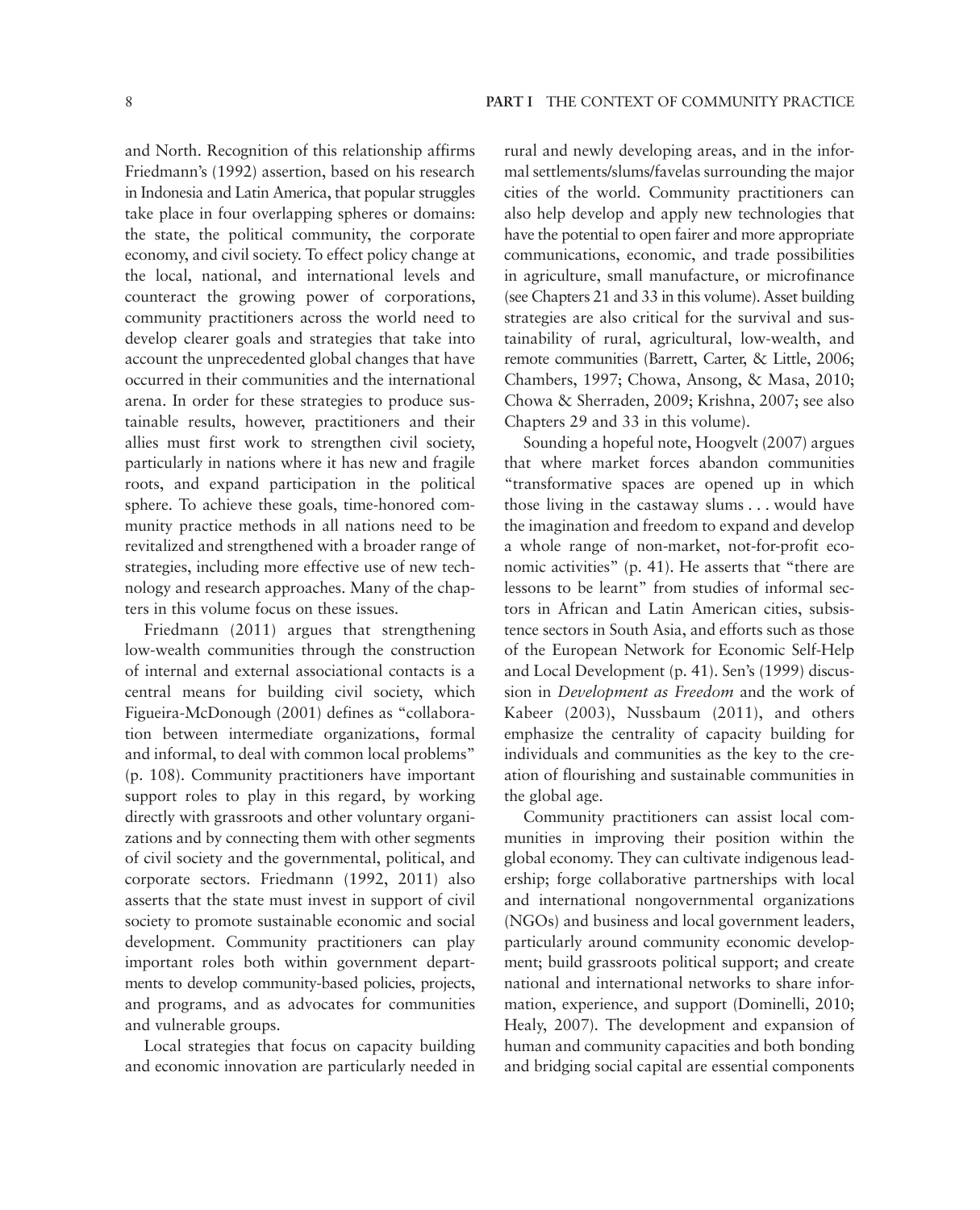and North. Recognition of this relationship affirms Friedmann's (1992) assertion, based on his research in Indonesia and Latin America, that popular struggles take place in four overlapping spheres or domains: the state, the political community, the corporate economy, and civil society. To effect policy change at the local, national, and international levels and counteract the growing power of corporations, community practitioners across the world need to develop clearer goals and strategies that take into account the unprecedented global changes that have occurred in their communities and the international arena. In order for these strategies to produce sustainable results, however, practitioners and their allies must first work to strengthen civil society, particularly in nations where it has new and fragile roots, and expand participation in the political sphere. To achieve these goals, time-honored community practice methods in all nations need to be revitalized and strengthened with a broader range of strategies, including more effective use of new technology and research approaches. Many of the chapters in this volume focus on these issues.

Friedmann (2011) argues that strengthening low-wealth communities through the construction of internal and external associational contacts is a central means for building civil society, which Figueira-McDonough (2001) defines as "collaboration between intermediate organizations, formal and informal, to deal with common local problems" (p. 108). Community practitioners have important support roles to play in this regard, by working directly with grassroots and other voluntary organizations and by connecting them with other segments of civil society and the governmental, political, and corporate sectors. Friedmann (1992, 2011) also asserts that the state must invest in support of civil society to promote sustainable economic and social development. Community practitioners can play important roles both within government departments to develop community-based policies, projects, and programs, and as advocates for communities and vulnerable groups.

Local strategies that focus on capacity building and economic innovation are particularly needed in rural and newly developing areas, and in the informal settlements/slums/favelas surrounding the major cities of the world. Community practitioners can also help develop and apply new technologies that have the potential to open fairer and more appropriate communications, economic, and trade possibilities in agriculture, small manufacture, or microfinance (see Chapters 21 and 33 in this volume). Asset building strategies are also critical for the survival and sustainability of rural, agricultural, low-wealth, and remote communities (Barrett, Carter, & Little, 2006; Chambers, 1997; Chowa, Ansong, & Masa, 2010; Chowa & Sherraden, 2009; Krishna, 2007; see also Chapters 29 and 33 in this volume).

Sounding a hopeful note, Hoogvelt (2007) argues that where market forces abandon communities "transformative spaces are opened up in which those living in the castaway slums . . . would have the imagination and freedom to expand and develop a whole range of non-market, not-for-profit economic activities" (p. 41). He asserts that "there are lessons to be learnt" from studies of informal sectors in African and Latin American cities, subsistence sectors in South Asia, and efforts such as those of the European Network for Economic Self-Help and Local Development (p. 41). Sen's (1999) discussion in *Development as Freedom* and the work of Kabeer (2003), Nussbaum (2011), and others emphasize the centrality of capacity building for individuals and communities as the key to the creation of flourishing and sustainable communities in the global age.

Community practitioners can assist local communities in improving their position within the global economy. They can cultivate indigenous leadership; forge collaborative partnerships with local and international nongovernmental organizations (NGOs) and business and local government leaders, particularly around community economic development; build grassroots political support; and create national and international networks to share information, experience, and support (Dominelli, 2010; Healy, 2007). The development and expansion of human and community capacities and both bonding and bridging social capital are essential components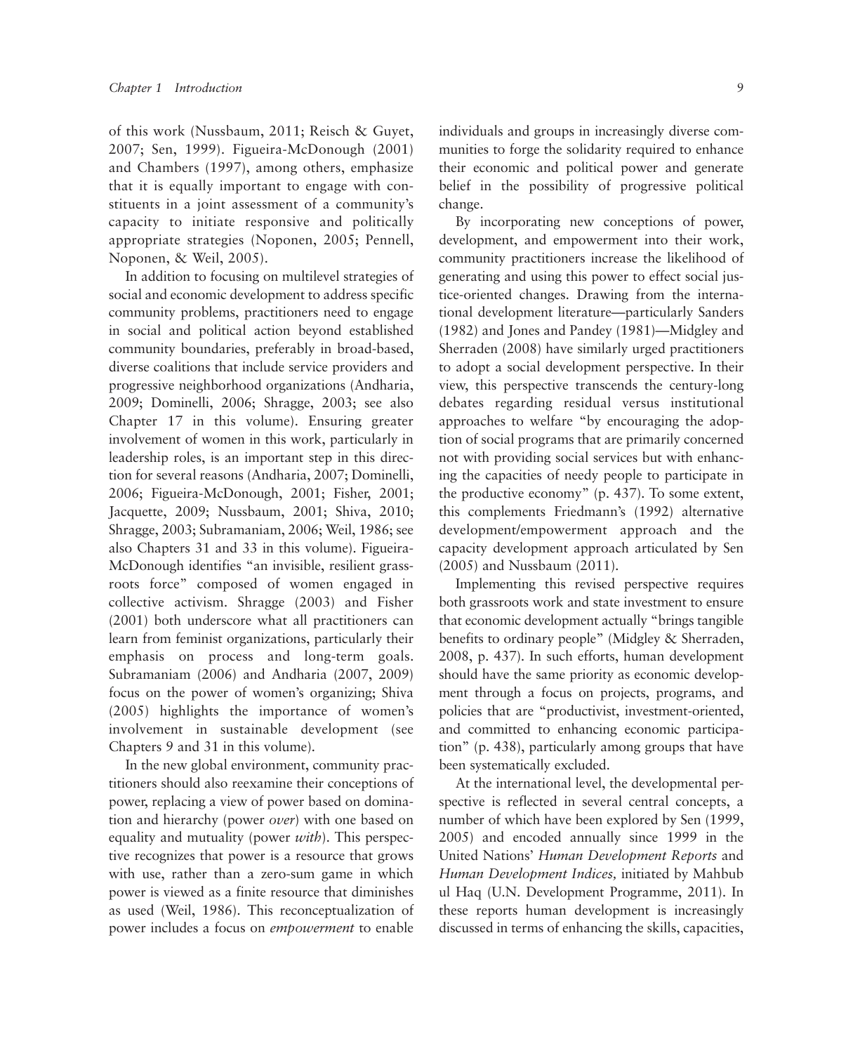of this work (Nussbaum, 2011; Reisch & Guyet, 2007; Sen, 1999). Figueira-McDonough (2001) and Chambers (1997), among others, emphasize that it is equally important to engage with constituents in a joint assessment of a community's capacity to initiate responsive and politically appropriate strategies (Noponen, 2005; Pennell, Noponen, & Weil, 2005).

In addition to focusing on multilevel strategies of social and economic development to address specific community problems, practitioners need to engage in social and political action beyond established community boundaries, preferably in broad-based, diverse coalitions that include service providers and progressive neighborhood organizations (Andharia, 2009; Dominelli, 2006; Shragge, 2003; see also Chapter 17 in this volume). Ensuring greater involvement of women in this work, particularly in leadership roles, is an important step in this direction for several reasons (Andharia, 2007; Dominelli, 2006; Figueira-McDonough, 2001; Fisher, 2001; Jacquette, 2009; Nussbaum, 2001; Shiva, 2010; Shragge, 2003; Subramaniam, 2006; Weil, 1986; see also Chapters 31 and 33 in this volume). Figueira-McDonough identifies "an invisible, resilient grassroots force" composed of women engaged in collective activism. Shragge (2003) and Fisher (2001) both underscore what all practitioners can learn from feminist organizations, particularly their emphasis on process and long-term goals. Subramaniam (2006) and Andharia (2007, 2009) focus on the power of women's organizing; Shiva (2005) highlights the importance of women's involvement in sustainable development (see Chapters 9 and 31 in this volume).

In the new global environment, community practitioners should also reexamine their conceptions of power, replacing a view of power based on domination and hierarchy (power *over*) with one based on equality and mutuality (power *with*). This perspective recognizes that power is a resource that grows with use, rather than a zero-sum game in which power is viewed as a finite resource that diminishes as used (Weil, 1986). This reconceptualization of power includes a focus on *empowerment* to enable individuals and groups in increasingly diverse communities to forge the solidarity required to enhance their economic and political power and generate belief in the possibility of progressive political change.

By incorporating new conceptions of power, development, and empowerment into their work, community practitioners increase the likelihood of generating and using this power to effect social justice-oriented changes. Drawing from the international development literature—particularly Sanders (1982) and Jones and Pandey (1981)—Midgley and Sherraden (2008) have similarly urged practitioners to adopt a social development perspective. In their view, this perspective transcends the century-long debates regarding residual versus institutional approaches to welfare "by encouraging the adoption of social programs that are primarily concerned not with providing social services but with enhancing the capacities of needy people to participate in the productive economy" (p. 437). To some extent, this complements Friedmann's (1992) alternative development/empowerment approach and the capacity development approach articulated by Sen (2005) and Nussbaum (2011).

Implementing this revised perspective requires both grassroots work and state investment to ensure that economic development actually "brings tangible benefits to ordinary people" (Midgley & Sherraden, 2008, p. 437). In such efforts, human development should have the same priority as economic development through a focus on projects, programs, and policies that are "productivist, investment-oriented, and committed to enhancing economic participation" (p. 438), particularly among groups that have been systematically excluded.

At the international level, the developmental perspective is reflected in several central concepts, a number of which have been explored by Sen (1999, 2005) and encoded annually since 1999 in the United Nations' *Human Development Reports* and *Human Development Indices,* initiated by Mahbub ul Haq (U.N. Development Programme, 2011). In these reports human development is increasingly discussed in terms of enhancing the skills, capacities,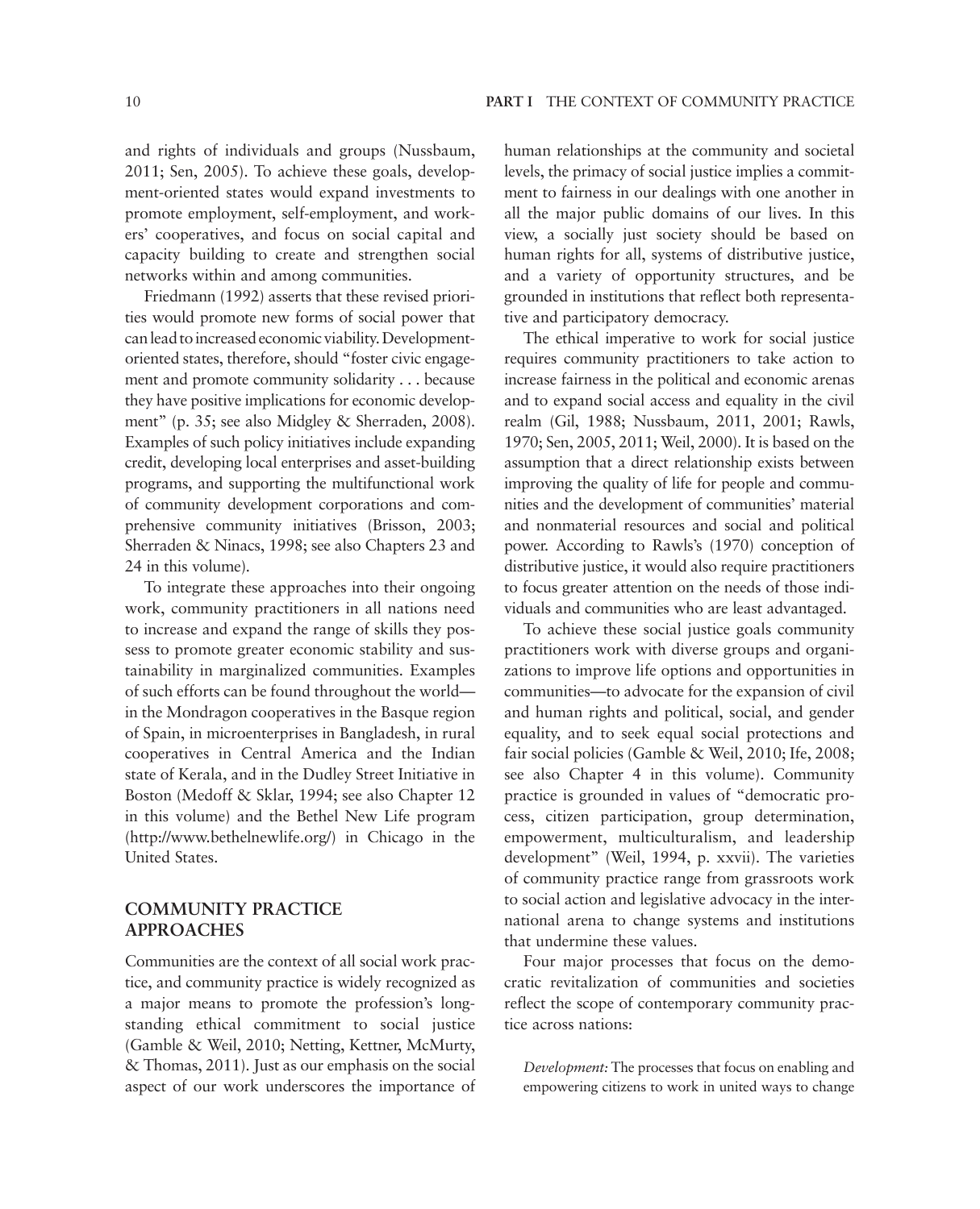and rights of individuals and groups (Nussbaum, 2011; Sen, 2005). To achieve these goals, development-oriented states would expand investments to promote employment, self-employment, and workers' cooperatives, and focus on social capital and capacity building to create and strengthen social networks within and among communities.

Friedmann (1992) asserts that these revised priorities would promote new forms of social power that can lead to increased economic viability. Development-oriented states, therefore, should "foster civic engagement and promote community solidarity . . . because they have positive implications for economic development" (p. 35; see also Midgley & Sherraden, 2008). Examples of such policy initiatives include expanding credit, developing local enterprises and asset-building programs, and supporting the multifunctional work of community development corporations and comprehensive community initiatives (Brisson, 2003; Sherraden & Ninacs, 1998; see also Chapters 23 and 24 in this volume).

To integrate these approaches into their ongoing work, community practitioners in all nations need to increase and expand the range of skills they possess to promote greater economic stability and sustainability in marginalized communities. Examples of such efforts can be found throughout the world—in the Mondragon cooperatives in the Basque region of Spain, in microenterprises in Bangladesh, in rural cooperatives in Central America and the Indian state of Kerala, and in the Dudley Street Initiative in Boston (Medoff & Sklar, 1994; see also Chapter 12 in this volume) and the Bethel New Life program (http://www.bethelnewlife.org/) in Chicago in the United States.

## COMMUNITY PRACTICE APPROACHES

Communities are the context of all social work practice, and community practice is widely recognized as a major means to promote the profession's longstanding ethical commitment to social justice (Gamble & Weil, 2010; Netting, Kettner, McMurty, & Thomas, 2011). Just as our emphasis on the social aspect of our work underscores the importance of human relationships at the community and societal levels, the primacy of social justice implies a commitment to fairness in our dealings with one another in all the major public domains of our lives. In this view, a socially just society should be based on human rights for all, systems of distributive justice, and a variety of opportunity structures, and be grounded in institutions that reflect both representative and participatory democracy.

The ethical imperative to work for social justice requires community practitioners to take action to increase fairness in the political and economic arenas and to expand social access and equality in the civil realm (Gil, 1988; Nussbaum, 2011, 2001; Rawls, 1970; Sen, 2005, 2011; Weil, 2000). It is based on the assumption that a direct relationship exists between improving the quality of life for people and communities and the development of communities' material and nonmaterial resources and social and political power. According to Rawls's (1970) conception of distributive justice, it would also require practitioners to focus greater attention on the needs of those individuals and communities who are least advantaged.

To achieve these social justice goals community practitioners work with diverse groups and organizations to improve life options and opportunities in communities—to advocate for the expansion of civil and human rights and political, social, and gender equality, and to seek equal social protections and fair social policies (Gamble & Weil, 2010; Ife, 2008; see also Chapter 4 in this volume). Community practice is grounded in values of "democratic process, citizen participation, group determination, empowerment, multiculturalism, and leadership development" (Weil, 1994, p. xxvii). The varieties of community practice range from grassroots work to social action and legislative advocacy in the international arena to change systems and institutions that undermine these values.

Four major processes that focus on the democratic revitalization of communities and societies reflect the scope of contemporary community practice across nations:

*Development:* The processes that focus on enabling and empowering citizens to work in united ways to change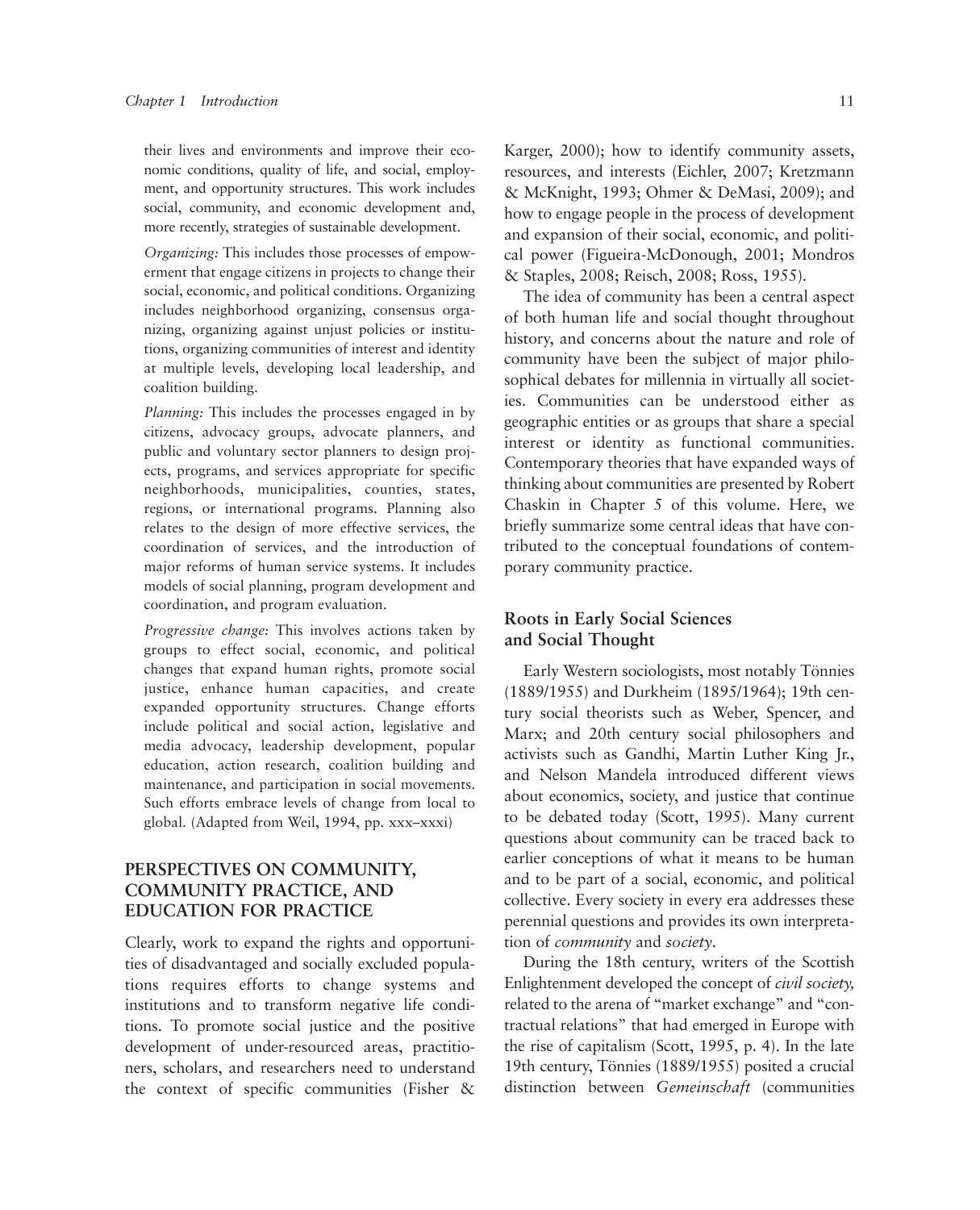their lives and environments and improve their economic conditions, quality of life, and social, employment, and opportunity structures. This work includes social, community, and economic development and, more recently, strategies of sustainable development.

*Organizing:* This includes those processes of empowerment that engage citizens in projects to change their social, economic, and political conditions. Organizing includes neighborhood organizing, consensus organizing, organizing against unjust policies or institutions, organizing communities of interest and identity at multiple levels, developing local leadership, and coalition building.

*Planning:* This includes the processes engaged in by citizens, advocacy groups, advocate planners, and public and voluntary sector planners to design projects, programs, and services appropriate for specific neighborhoods, municipalities, counties, states, regions, or international programs. Planning also relates to the design of more effective services, the coordination of services, and the introduction of major reforms of human service systems. It includes models of social planning, program development and coordination, and program evaluation.

*Progressive change:* This involves actions taken by groups to effect social, economic, and political changes that expand human rights, promote social justice, enhance human capacities, and create expanded opportunity structures. Change efforts include political and social action, legislative and media advocacy, leadership development, popular education, action research, coalition building and maintenance, and participation in social movements. Such efforts embrace levels of change from local to global. (Adapted from Weil, 1994, pp. xxx–xxxi)

## PERSPECTIVES ON COMMUNITY, COMMUNITY PRACTICE, AND EDUCATION FOR PRACTICE

Clearly, work to expand the rights and opportunities of disadvantaged and socially excluded populations requires efforts to change systems and institutions and to transform negative life conditions. To promote social justice and the positive development of under-resourced areas, practitioners, scholars, and researchers need to understand the context of specific communities (Fisher & Karger, 2000); how to identify community assets, resources, and interests (Eichler, 2007; Kretzmann & McKnight, 1993; Ohmer & DeMasi, 2009); and how to engage people in the process of development and expansion of their social, economic, and political power (Figueira-McDonough, 2001; Mondros & Staples, 2008; Reisch, 2008; Ross, 1955).

The idea of community has been a central aspect of both human life and social thought throughout history, and concerns about the nature and role of community have been the subject of major philosophical debates for millennia in virtually all societies. Communities can be understood either as geographic entities or as groups that share a special interest or identity as functional communities. Contemporary theories that have expanded ways of thinking about communities are presented by Robert Chaskin in Chapter 5 of this volume. Here, we briefly summarize some central ideas that have contributed to the conceptual foundations of contemporary community practice.

### Roots in Early Social Sciences and Social Thought

Early Western sociologists, most notably Tönnies (1889/1955) and Durkheim (1895/1964); 19th century social theorists such as Weber, Spencer, and Marx; and 20th century social philosophers and activists such as Gandhi, Martin Luther King Jr., and Nelson Mandela introduced different views about economics, society, and justice that continue to be debated today (Scott, 1995). Many current questions about community can be traced back to earlier conceptions of what it means to be human and to be part of a social, economic, and political collective. Every society in every era addresses these perennial questions and provides its own interpretation of *community* and *society*.

During the 18th century, writers of the Scottish Enlightenment developed the concept of *civil society,* related to the arena of "market exchange" and "contractual relations" that had emerged in Europe with the rise of capitalism (Scott, 1995, p. 4). In the late 19th century, Tönnies (1889/1955) posited a crucial distinction between *Gemeinschaft* (communities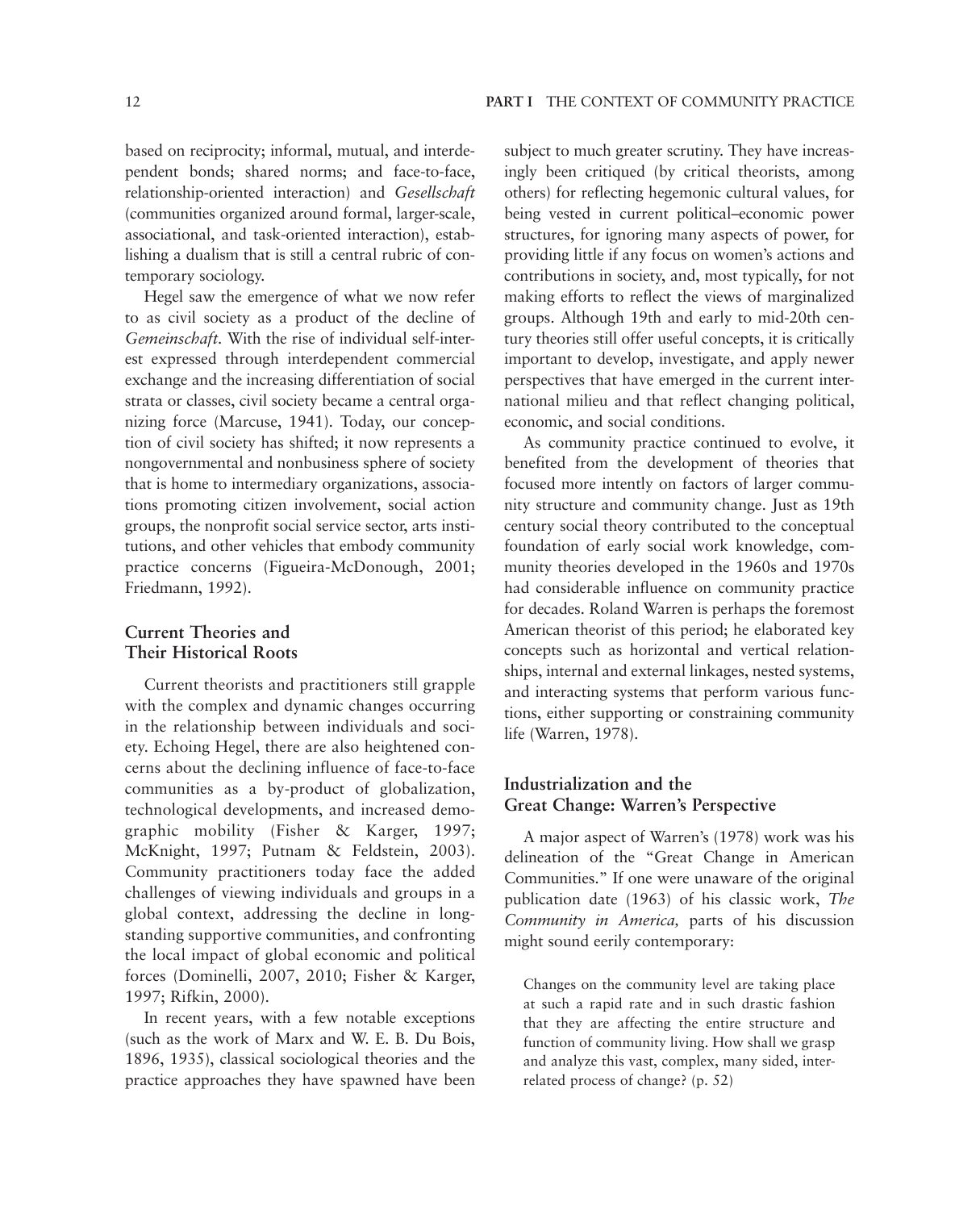based on reciprocity; informal, mutual, and interdependent bonds; shared norms; and face-to-face, relationship-oriented interaction) and *Gesellschaft* (communities organized around formal, larger-scale, associational, and task-oriented interaction), establishing a dualism that is still a central rubric of contemporary sociology.

Hegel saw the emergence of what we now refer to as civil society as a product of the decline of *Gemeinschaft*. With the rise of individual self-interest expressed through interdependent commercial exchange and the increasing differentiation of social strata or classes, civil society became a central organizing force (Marcuse, 1941). Today, our conception of civil society has shifted; it now represents a nongovernmental and nonbusiness sphere of society that is home to intermediary organizations, associations promoting citizen involvement, social action groups, the nonprofit social service sector, arts institutions, and other vehicles that embody community practice concerns (Figueira-McDonough, 2001; Friedmann, 1992).

## Current Theories and Their Historical Roots

Current theorists and practitioners still grapple with the complex and dynamic changes occurring in the relationship between individuals and society. Echoing Hegel, there are also heightened concerns about the declining influence of face-to-face communities as a by-product of globalization, technological developments, and increased demographic mobility (Fisher & Karger, 1997; McKnight, 1997; Putnam & Feldstein, 2003). Community practitioners today face the added challenges of viewing individuals and groups in a global context, addressing the decline in longstanding supportive communities, and confronting the local impact of global economic and political forces (Dominelli, 2007, 2010; Fisher & Karger, 1997; Rifkin, 2000).

In recent years, with a few notable exceptions (such as the work of Marx and W. E. B. Du Bois, 1896, 1935), classical sociological theories and the practice approaches they have spawned have been subject to much greater scrutiny. They have increasingly been critiqued (by critical theorists, among others) for reflecting hegemonic cultural values, for being vested in current political–economic power structures, for ignoring many aspects of power, for providing little if any focus on women's actions and contributions in society, and, most typically, for not making efforts to reflect the views of marginalized groups. Although 19th and early to mid-20th century theories still offer useful concepts, it is critically important to develop, investigate, and apply newer perspectives that have emerged in the current international milieu and that reflect changing political, economic, and social conditions.

As community practice continued to evolve, it benefited from the development of theories that focused more intently on factors of larger community structure and community change. Just as 19th century social theory contributed to the conceptual foundation of early social work knowledge, community theories developed in the 1960s and 1970s had considerable influence on community practice for decades. Roland Warren is perhaps the foremost American theorist of this period; he elaborated key concepts such as horizontal and vertical relationships, internal and external linkages, nested systems, and interacting systems that perform various functions, either supporting or constraining community life (Warren, 1978).

## Industrialization and the Great Change: Warren's Perspective

A major aspect of Warren's (1978) work was his delineation of the "Great Change in American Communities." If one were unaware of the original publication date (1963) of his classic work, *The Community in America,* parts of his discussion might sound eerily contemporary:

> Changes on the community level are taking place at such a rapid rate and in such drastic fashion that they are affecting the entire structure and function of community living. How shall we grasp and analyze this vast, complex, many sided, interrelated process of change? (p. 52)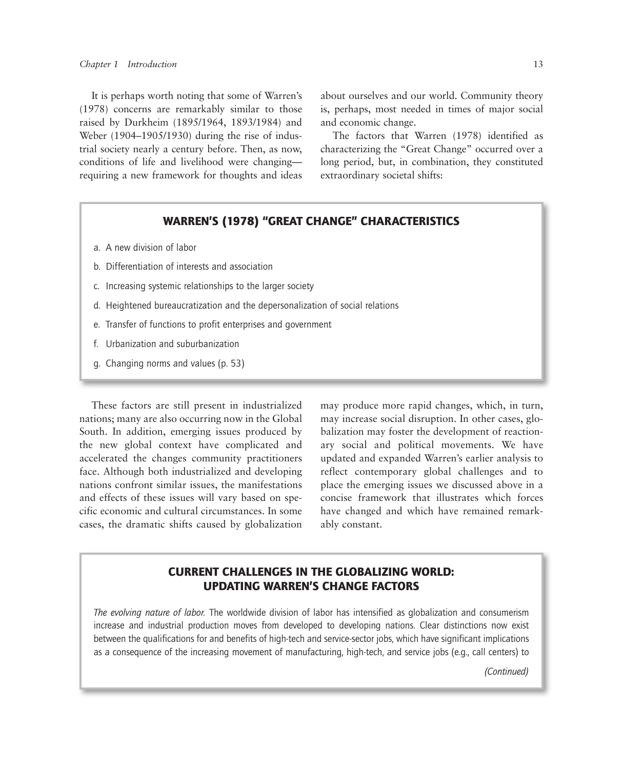It is perhaps worth noting that some of Warren's (1978) concerns are remarkably similar to those raised by Durkheim (1895/1964, 1893/1984) and Weber (1904–1905/1930) during the rise of industrial society nearly a century before. Then, as now, conditions of life and livelihood were changing—requiring a new framework for thoughts and ideas about ourselves and our world. Community theory is, perhaps, most needed in times of major social and economic change.

The factors that Warren (1978) identified as characterizing the "Great Change" occurred over a long period, but, in combination, they constituted extraordinary societal shifts:

### WARREN'S (1978) "GREAT CHANGE" CHARACTERISTICS

a. A new division of labor

b. Differentiation of interests and association

c. Increasing systemic relationships to the larger society

d. Heightened bureaucratization and the depersonalization of social relations

e. Transfer of functions to profit enterprises and government

f. Urbanization and suburbanization

g. Changing norms and values (p. 53)

These factors are still present in industrialized nations; many are also occurring now in the Global South. In addition, emerging issues produced by the new global context have complicated and accelerated the changes community practitioners face. Although both industrialized and developing nations confront similar issues, the manifestations and effects of these issues will vary based on specific economic and cultural circumstances. In some cases, the dramatic shifts caused by globalization may produce more rapid changes, which, in turn, may increase social disruption. In other cases, globalization may foster the development of reactionary social and political movements. We have updated and expanded Warren's earlier analysis to reflect contemporary global challenges and to place the emerging issues we discussed above in a concise framework that illustrates which forces have changed and which have remained remarkably constant.

### CURRENT CHALLENGES IN THE GLOBALIZING WORLD: UPDATING WARREN'S CHANGE FACTORS

*The evolving nature of labor.* The worldwide division of labor has intensified as globalization and consumerism increase and industrial production moves from developed to developing nations. Clear distinctions now exist between the qualifications for and benefits of high-tech and service-sector jobs, which have significant implications as a consequence of the increasing movement of manufacturing, high-tech, and service jobs (e.g., call centers) to

*(Continued)*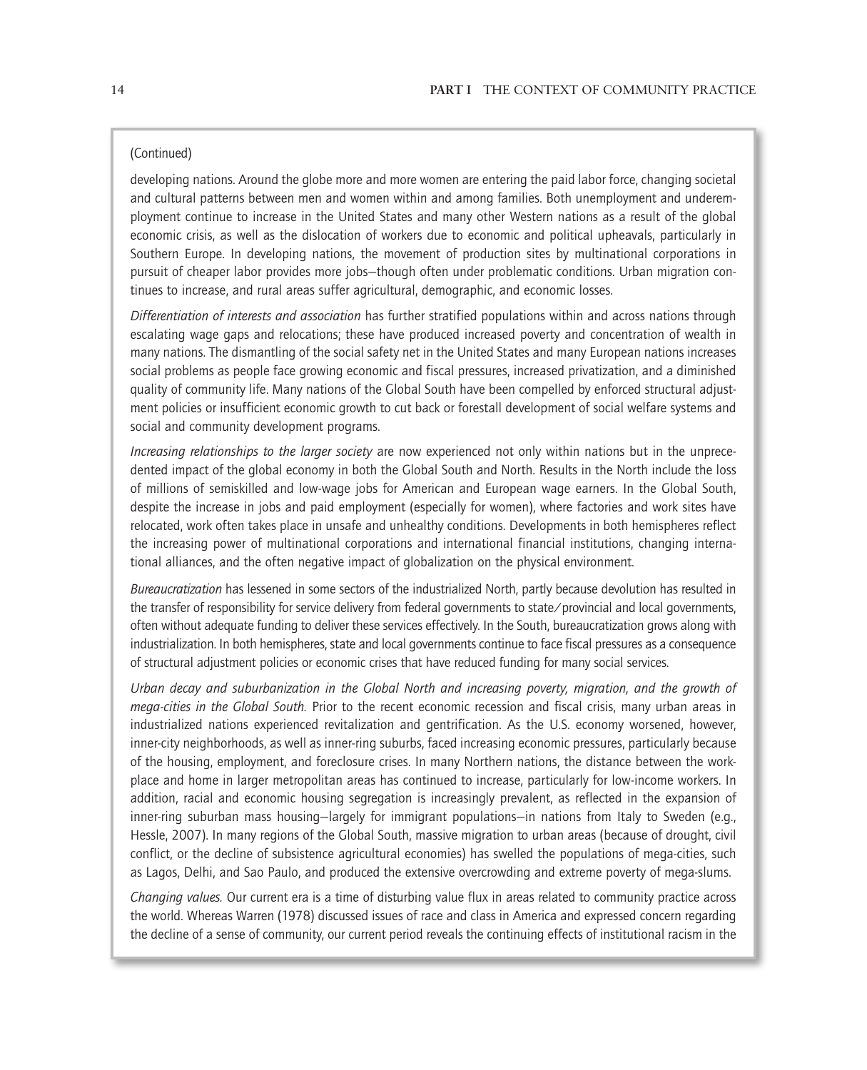(Continued)

developing nations. Around the globe more and more women are entering the paid labor force, changing societal and cultural patterns between men and women within and among families. Both unemployment and underemployment continue to increase in the United States and many other Western nations as a result of the global economic crisis, as well as the dislocation of workers due to economic and political upheavals, particularly in Southern Europe. In developing nations, the movement of production sites by multinational corporations in pursuit of cheaper labor provides more jobs—though often under problematic conditions. Urban migration continues to increase, and rural areas suffer agricultural, demographic, and economic losses.

*Differentiation of interests and association* has further stratified populations within and across nations through escalating wage gaps and relocations; these have produced increased poverty and concentration of wealth in many nations. The dismantling of the social safety net in the United States and many European nations increases social problems as people face growing economic and fiscal pressures, increased privatization, and a diminished quality of community life. Many nations of the Global South have been compelled by enforced structural adjustment policies or insufficient economic growth to cut back or forestall development of social welfare systems and social and community development programs.

*Increasing relationships to the larger society* are now experienced not only within nations but in the unprecedented impact of the global economy in both the Global South and North. Results in the North include the loss of millions of semiskilled and low-wage jobs for American and European wage earners. In the Global South, despite the increase in jobs and paid employment (especially for women), where factories and work sites have relocated, work often takes place in unsafe and unhealthy conditions. Developments in both hemispheres reflect the increasing power of multinational corporations and international financial institutions, changing international alliances, and the often negative impact of globalization on the physical environment.

*Bureaucratization* has lessened in some sectors of the industrialized North, partly because devolution has resulted in the transfer of responsibility for service delivery from federal governments to state/provincial and local governments, often without adequate funding to deliver these services effectively. In the South, bureaucratization grows along with industrialization. In both hemispheres, state and local governments continue to face fiscal pressures as a consequence of structural adjustment policies or economic crises that have reduced funding for many social services.

*Urban decay and suburbanization in the Global North and increasing poverty, migration, and the growth of mega-cities in the Global South.* Prior to the recent economic recession and fiscal crisis, many urban areas in industrialized nations experienced revitalization and gentrification. As the U.S. economy worsened, however, inner-city neighborhoods, as well as inner-ring suburbs, faced increasing economic pressures, particularly because of the housing, employment, and foreclosure crises. In many Northern nations, the distance between the workplace and home in larger metropolitan areas has continued to increase, particularly for low-income workers. In addition, racial and economic housing segregation is increasingly prevalent, as reflected in the expansion of inner-ring suburban mass housing—largely for immigrant populations—in nations from Italy to Sweden (e.g., Hessle, 2007). In many regions of the Global South, massive migration to urban areas (because of drought, civil conflict, or the decline of subsistence agricultural economies) has swelled the populations of mega-cities, such as Lagos, Delhi, and Sao Paulo, and produced the extensive overcrowding and extreme poverty of mega-slums.

*Changing values.* Our current era is a time of disturbing value flux in areas related to community practice across the world. Whereas Warren (1978) discussed issues of race and class in America and expressed concern regarding the decline of a sense of community, our current period reveals the continuing effects of institutional racism in the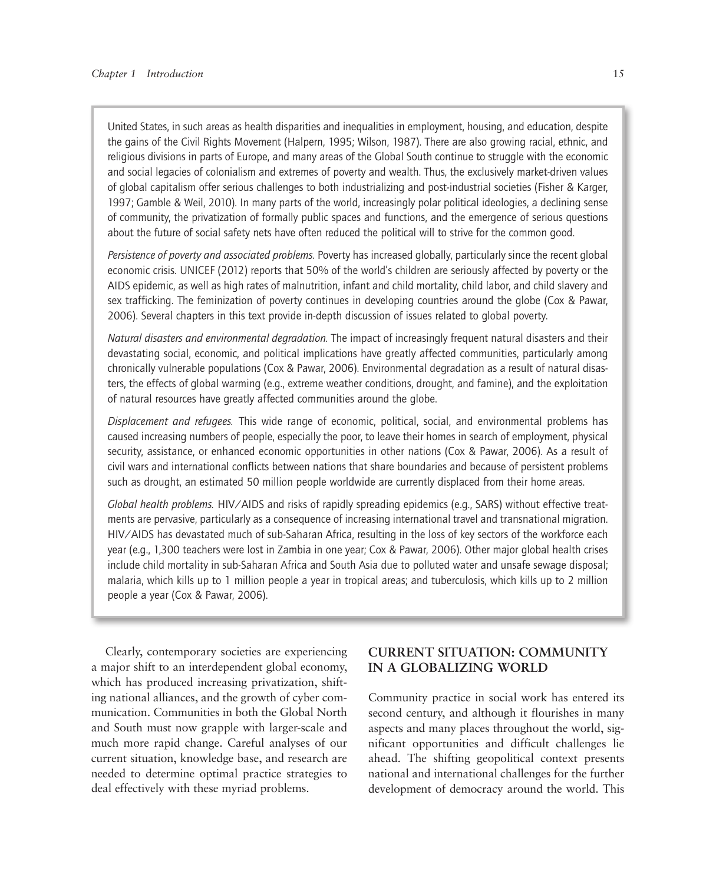United States, in such areas as health disparities and inequalities in employment, housing, and education, despite the gains of the Civil Rights Movement (Halpern, 1995; Wilson, 1987). There are also growing racial, ethnic, and religious divisions in parts of Europe, and many areas of the Global South continue to struggle with the economic and social legacies of colonialism and extremes of poverty and wealth. Thus, the exclusively market-driven values of global capitalism offer serious challenges to both industrializing and post-industrial societies (Fisher & Karger, 1997; Gamble & Weil, 2010). In many parts of the world, increasingly polar political ideologies, a declining sense of community, the privatization of formally public spaces and functions, and the emergence of serious questions about the future of social safety nets have often reduced the political will to strive for the common good.

*Persistence of poverty and associated problems.* Poverty has increased globally, particularly since the recent global economic crisis. UNICEF (2012) reports that 50% of the world's children are seriously affected by poverty or the AIDS epidemic, as well as high rates of malnutrition, infant and child mortality, child labor, and child slavery and sex trafficking. The feminization of poverty continues in developing countries around the globe (Cox & Pawar, 2006). Several chapters in this text provide in-depth discussion of issues related to global poverty.

*Natural disasters and environmental degradation.* The impact of increasingly frequent natural disasters and their devastating social, economic, and political implications have greatly affected communities, particularly among chronically vulnerable populations (Cox & Pawar, 2006). Environmental degradation as a result of natural disasters, the effects of global warming (e.g., extreme weather conditions, drought, and famine), and the exploitation of natural resources have greatly affected communities around the globe.

*Displacement and refugees.* This wide range of economic, political, social, and environmental problems has caused increasing numbers of people, especially the poor, to leave their homes in search of employment, physical security, assistance, or enhanced economic opportunities in other nations (Cox & Pawar, 2006). As a result of civil wars and international conflicts between nations that share boundaries and because of persistent problems such as drought, an estimated 50 million people worldwide are currently displaced from their home areas.

*Global health problems.* HIV/AIDS and risks of rapidly spreading epidemics (e.g., SARS) without effective treatments are pervasive, particularly as a consequence of increasing international travel and transnational migration. HIV/AIDS has devastated much of sub-Saharan Africa, resulting in the loss of key sectors of the workforce each year (e.g., 1,300 teachers were lost in Zambia in one year; Cox & Pawar, 2006). Other major global health crises include child mortality in sub-Saharan Africa and South Asia due to polluted water and unsafe sewage disposal; malaria, which kills up to 1 million people a year in tropical areas; and tuberculosis, which kills up to 2 million people a year (Cox & Pawar, 2006).

Clearly, contemporary societies are experiencing a major shift to an interdependent global economy, which has produced increasing privatization, shifting national alliances, and the growth of cyber communication. Communities in both the Global North and South must now grapple with larger-scale and much more rapid change. Careful analyses of our current situation, knowledge base, and research are needed to determine optimal practice strategies to deal effectively with these myriad problems.

## CURRENT SITUATION: COMMUNITY IN A GLOBALIZING WORLD

Community practice in social work has entered its second century, and although it flourishes in many aspects and many places throughout the world, significant opportunities and difficult challenges lie ahead. The shifting geopolitical context presents national and international challenges for the further development of democracy around the world. This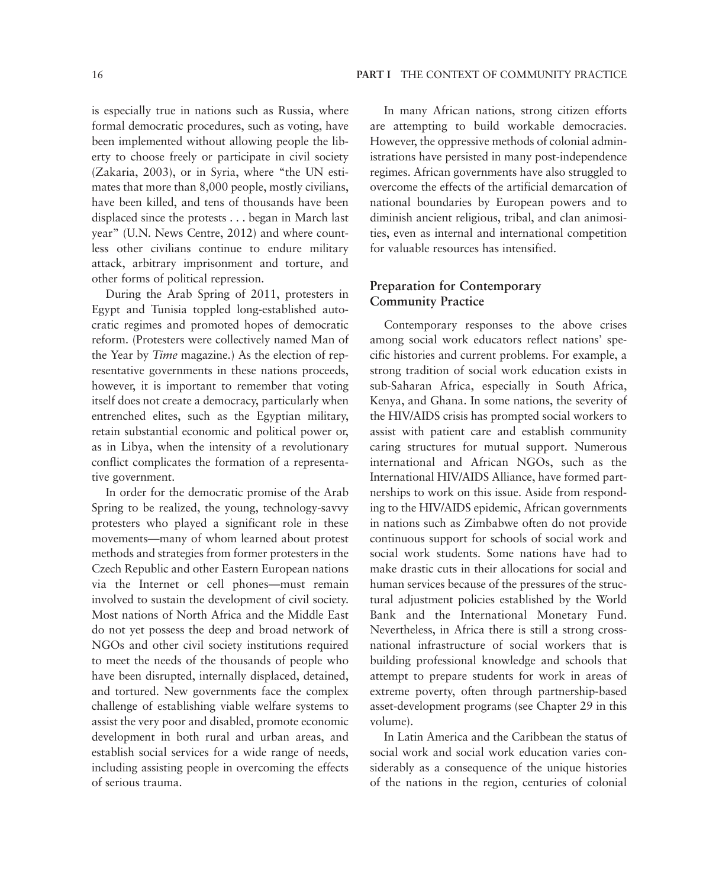is especially true in nations such as Russia, where formal democratic procedures, such as voting, have been implemented without allowing people the liberty to choose freely or participate in civil society (Zakaria, 2003), or in Syria, where "the UN estimates that more than 8,000 people, mostly civilians, have been killed, and tens of thousands have been displaced since the protests . . . began in March last year" (U.N. News Centre, 2012) and where countless other civilians continue to endure military attack, arbitrary imprisonment and torture, and other forms of political repression.

During the Arab Spring of 2011, protesters in Egypt and Tunisia toppled long-established autocratic regimes and promoted hopes of democratic reform. (Protesters were collectively named Man of the Year by *Time* magazine.) As the election of representative governments in these nations proceeds, however, it is important to remember that voting itself does not create a democracy, particularly when entrenched elites, such as the Egyptian military, retain substantial economic and political power or, as in Libya, when the intensity of a revolutionary conflict complicates the formation of a representative government.

In order for the democratic promise of the Arab Spring to be realized, the young, technology-savvy protesters who played a significant role in these movements—many of whom learned about protest methods and strategies from former protesters in the Czech Republic and other Eastern European nations via the Internet or cell phones—must remain involved to sustain the development of civil society. Most nations of North Africa and the Middle East do not yet possess the deep and broad network of NGOs and other civil society institutions required to meet the needs of the thousands of people who have been disrupted, internally displaced, detained, and tortured. New governments face the complex challenge of establishing viable welfare systems to assist the very poor and disabled, promote economic development in both rural and urban areas, and establish social services for a wide range of needs, including assisting people in overcoming the effects of serious trauma.

In many African nations, strong citizen efforts are attempting to build workable democracies. However, the oppressive methods of colonial administrations have persisted in many post-independence regimes. African governments have also struggled to overcome the effects of the artificial demarcation of national boundaries by European powers and to diminish ancient religious, tribal, and clan animosities, even as internal and international competition for valuable resources has intensified.

## Preparation for Contemporary Community Practice

Contemporary responses to the above crises among social work educators reflect nations' specific histories and current problems. For example, a strong tradition of social work education exists in sub-Saharan Africa, especially in South Africa, Kenya, and Ghana. In some nations, the severity of the HIV/AIDS crisis has prompted social workers to assist with patient care and establish community caring structures for mutual support. Numerous international and African NGOs, such as the International HIV/AIDS Alliance, have formed partnerships to work on this issue. Aside from responding to the HIV/AIDS epidemic, African governments in nations such as Zimbabwe often do not provide continuous support for schools of social work and social work students. Some nations have had to make drastic cuts in their allocations for social and human services because of the pressures of the structural adjustment policies established by the World Bank and the International Monetary Fund. Nevertheless, in Africa there is still a strong cross-national infrastructure of social workers that is building professional knowledge and schools that attempt to prepare students for work in areas of extreme poverty, often through partnership-based asset-development programs (see Chapter 29 in this volume).

In Latin America and the Caribbean the status of social work and social work education varies considerably as a consequence of the unique histories of the nations in the region, centuries of colonial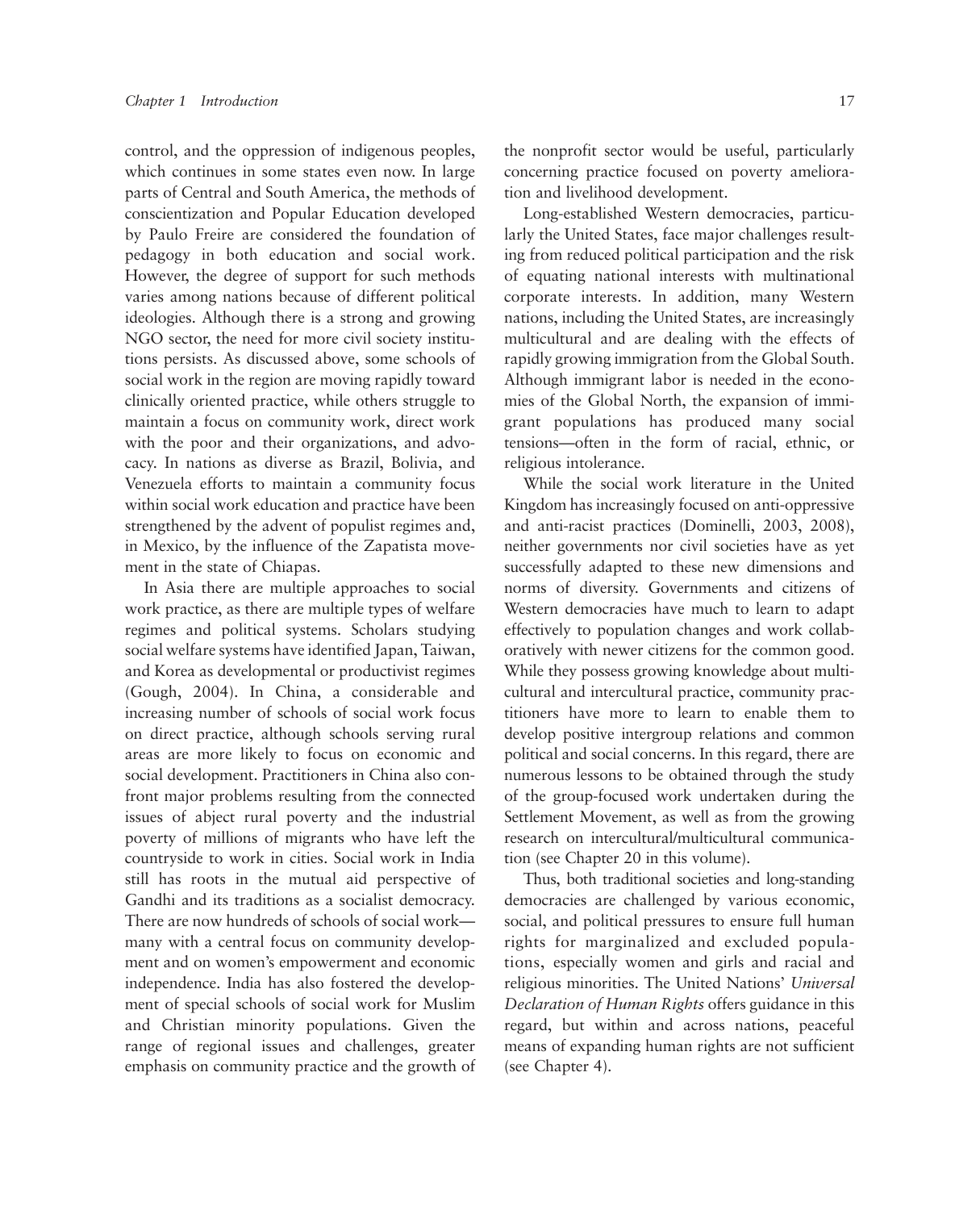control, and the oppression of indigenous peoples, which continues in some states even now. In large parts of Central and South America, the methods of conscientization and Popular Education developed by Paulo Freire are considered the foundation of pedagogy in both education and social work. However, the degree of support for such methods varies among nations because of different political ideologies. Although there is a strong and growing NGO sector, the need for more civil society institutions persists. As discussed above, some schools of social work in the region are moving rapidly toward clinically oriented practice, while others struggle to maintain a focus on community work, direct work with the poor and their organizations, and advocacy. In nations as diverse as Brazil, Bolivia, and Venezuela efforts to maintain a community focus within social work education and practice have been strengthened by the advent of populist regimes and, in Mexico, by the influence of the Zapatista movement in the state of Chiapas.

In Asia there are multiple approaches to social work practice, as there are multiple types of welfare regimes and political systems. Scholars studying social welfare systems have identified Japan, Taiwan, and Korea as developmental or productivist regimes (Gough, 2004). In China, a considerable and increasing number of schools of social work focus on direct practice, although schools serving rural areas are more likely to focus on economic and social development. Practitioners in China also confront major problems resulting from the connected issues of abject rural poverty and the industrial poverty of millions of migrants who have left the countryside to work in cities. Social work in India still has roots in the mutual aid perspective of Gandhi and its traditions as a socialist democracy. There are now hundreds of schools of social work—many with a central focus on community development and on women's empowerment and economic independence. India has also fostered the development of special schools of social work for Muslim and Christian minority populations. Given the range of regional issues and challenges, greater emphasis on community practice and the growth of the nonprofit sector would be useful, particularly concerning practice focused on poverty amelioration and livelihood development.

Long-established Western democracies, particularly the United States, face major challenges resulting from reduced political participation and the risk of equating national interests with multinational corporate interests. In addition, many Western nations, including the United States, are increasingly multicultural and are dealing with the effects of rapidly growing immigration from the Global South. Although immigrant labor is needed in the economies of the Global North, the expansion of immigrant populations has produced many social tensions—often in the form of racial, ethnic, or religious intolerance.

While the social work literature in the United Kingdom has increasingly focused on anti-oppressive and anti-racist practices (Dominelli, 2003, 2008), neither governments nor civil societies have as yet successfully adapted to these new dimensions and norms of diversity. Governments and citizens of Western democracies have much to learn to adapt effectively to population changes and work collaboratively with newer citizens for the common good. While they possess growing knowledge about multicultural and intercultural practice, community practitioners have more to learn to enable them to develop positive intergroup relations and common political and social concerns. In this regard, there are numerous lessons to be obtained through the study of the group-focused work undertaken during the Settlement Movement, as well as from the growing research on intercultural/multicultural communication (see Chapter 20 in this volume).

Thus, both traditional societies and long-standing democracies are challenged by various economic, social, and political pressures to ensure full human rights for marginalized and excluded populations, especially women and girls and racial and religious minorities. The United Nations' *Universal Declaration of Human Rights* offers guidance in this regard, but within and across nations, peaceful means of expanding human rights are not sufficient (see Chapter 4).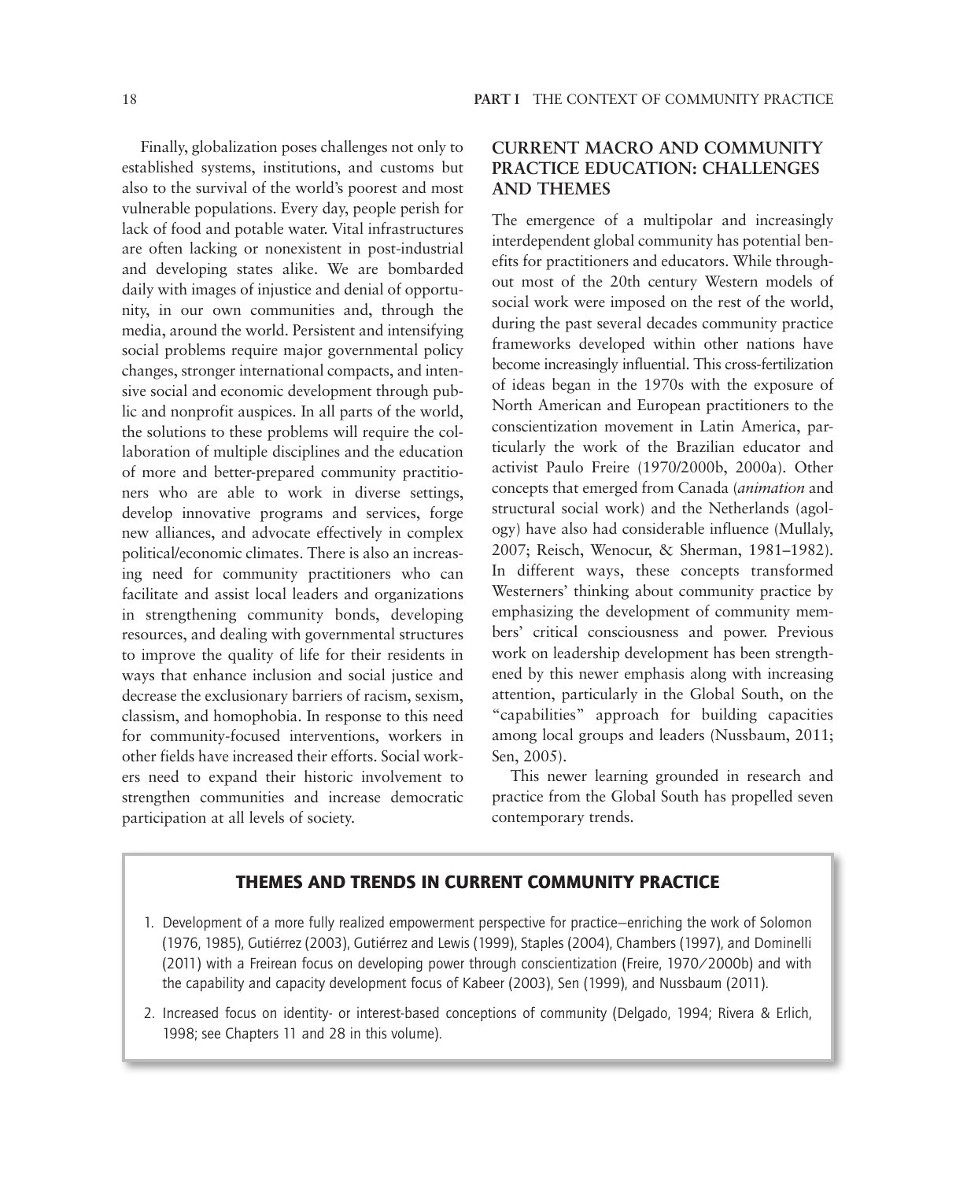Finally, globalization poses challenges not only to established systems, institutions, and customs but also to the survival of the world's poorest and most vulnerable populations. Every day, people perish for lack of food and potable water. Vital infrastructures are often lacking or nonexistent in post-industrial and developing states alike. We are bombarded daily with images of injustice and denial of opportunity, in our own communities and, through the media, around the world. Persistent and intensifying social problems require major governmental policy changes, stronger international compacts, and intensive social and economic development through public and nonprofit auspices. In all parts of the world, the solutions to these problems will require the collaboration of multiple disciplines and the education of more and better-prepared community practitioners who are able to work in diverse settings, develop innovative programs and services, forge new alliances, and advocate effectively in complex political/economic climates. There is also an increasing need for community practitioners who can facilitate and assist local leaders and organizations in strengthening community bonds, developing resources, and dealing with governmental structures to improve the quality of life for their residents in ways that enhance inclusion and social justice and decrease the exclusionary barriers of racism, sexism, classism, and homophobia. In response to this need for community-focused interventions, workers in other fields have increased their efforts. Social workers need to expand their historic involvement to strengthen communities and increase democratic participation at all levels of society.

## CURRENT MACRO AND COMMUNITY PRACTICE EDUCATION: CHALLENGES AND THEMES

The emergence of a multipolar and increasingly interdependent global community has potential benefits for practitioners and educators. While throughout most of the 20th century Western models of social work were imposed on the rest of the world, during the past several decades community practice frameworks developed within other nations have become increasingly influential. This cross-fertilization of ideas began in the 1970s with the exposure of North American and European practitioners to the conscientization movement in Latin America, particularly the work of the Brazilian educator and activist Paulo Freire (1970/2000b, 2000a). Other concepts that emerged from Canada (*animation* and structural social work) and the Netherlands (agology) have also had considerable influence (Mullaly, 2007; Reisch, Wenocur, & Sherman, 1981–1982). In different ways, these concepts transformed Westerners' thinking about community practice by emphasizing the development of community members' critical consciousness and power. Previous work on leadership development has been strengthened by this newer emphasis along with increasing attention, particularly in the Global South, on the "capabilities" approach for building capacities among local groups and leaders (Nussbaum, 2011; Sen, 2005).

This newer learning grounded in research and practice from the Global South has propelled seven contemporary trends.

### THEMES AND TRENDS IN CURRENT COMMUNITY PRACTICE

1. Development of a more fully realized empowerment perspective for practice—enriching the work of Solomon (1976, 1985), Gutiérrez (2003), Gutiérrez and Lewis (1999), Staples (2004), Chambers (1997), and Dominelli (2011) with a Freirean focus on developing power through conscientization (Freire, 1970/2000b) and with the capability and capacity development focus of Kabeer (2003), Sen (1999), and Nussbaum (2011).
2. Increased focus on identity- or interest-based conceptions of community (Delgado, 1994; Rivera & Erlich, 1998; see Chapters 11 and 28 in this volume).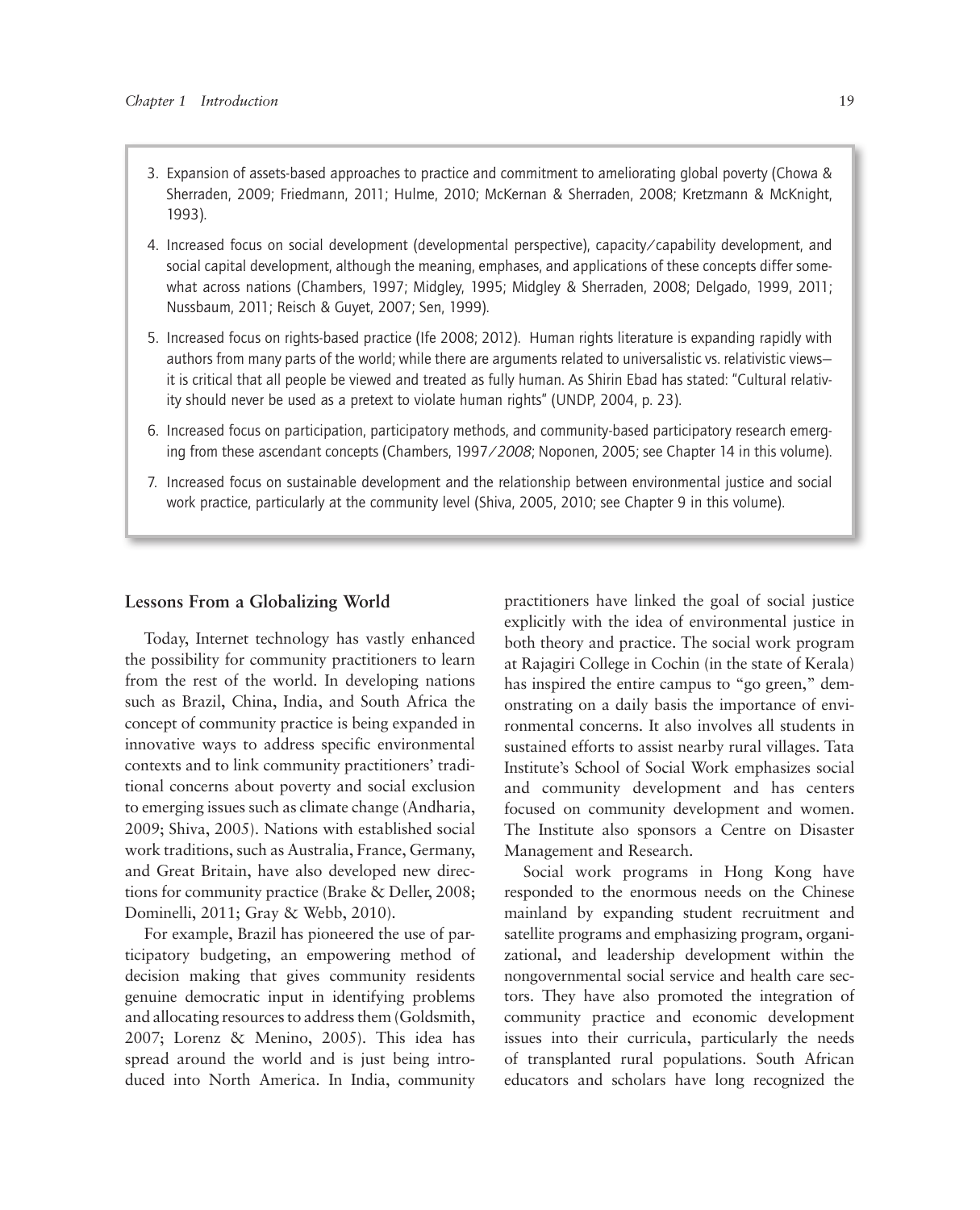3. Expansion of assets-based approaches to practice and commitment to ameliorating global poverty (Chowa & Sherraden, 2009; Friedmann, 2011; Hulme, 2010; McKernan & Sherraden, 2008; Kretzmann & McKnight, 1993).

4. Increased focus on social development (developmental perspective), capacity/capability development, and social capital development, although the meaning, emphases, and applications of these concepts differ somewhat across nations (Chambers, 1997; Midgley, 1995; Midgley & Sherraden, 2008; Delgado, 1999, 2011; Nussbaum, 2011; Reisch & Guyet, 2007; Sen, 1999).

5. Increased focus on rights-based practice (Ife 2008; 2012). Human rights literature is expanding rapidly with authors from many parts of the world; while there are arguments related to universalistic vs. relativistic views—it is critical that all people be viewed and treated as fully human. As Shirin Ebad has stated: "Cultural relativity should never be used as a pretext to violate human rights" (UNDP, 2004, p. 23).

6. Increased focus on participation, participatory methods, and community-based participatory research emerging from these ascendant concepts (Chambers, 1997/*2008*; Noponen, 2005; see Chapter 14 in this volume).

7. Increased focus on sustainable development and the relationship between environmental justice and social work practice, particularly at the community level (Shiva, 2005, 2010; see Chapter 9 in this volume).

### Lessons From a Globalizing World

Today, Internet technology has vastly enhanced the possibility for community practitioners to learn from the rest of the world. In developing nations such as Brazil, China, India, and South Africa the concept of community practice is being expanded in innovative ways to address specific environmental contexts and to link community practitioners' traditional concerns about poverty and social exclusion to emerging issues such as climate change (Andharia, 2009; Shiva, 2005). Nations with established social work traditions, such as Australia, France, Germany, and Great Britain, have also developed new directions for community practice (Brake & Deller, 2008; Dominelli, 2011; Gray & Webb, 2010).

For example, Brazil has pioneered the use of participatory budgeting, an empowering method of decision making that gives community residents genuine democratic input in identifying problems and allocating resources to address them (Goldsmith, 2007; Lorenz & Menino, 2005). This idea has spread around the world and is just being introduced into North America. In India, community practitioners have linked the goal of social justice explicitly with the idea of environmental justice in both theory and practice. The social work program at Rajagiri College in Cochin (in the state of Kerala) has inspired the entire campus to "go green," demonstrating on a daily basis the importance of environmental concerns. It also involves all students in sustained efforts to assist nearby rural villages. Tata Institute's School of Social Work emphasizes social and community development and has centers focused on community development and women. The Institute also sponsors a Centre on Disaster Management and Research.

Social work programs in Hong Kong have responded to the enormous needs on the Chinese mainland by expanding student recruitment and satellite programs and emphasizing program, organizational, and leadership development within the nongovernmental social service and health care sectors. They have also promoted the integration of community practice and economic development issues into their curricula, particularly the needs of transplanted rural populations. South African educators and scholars have long recognized the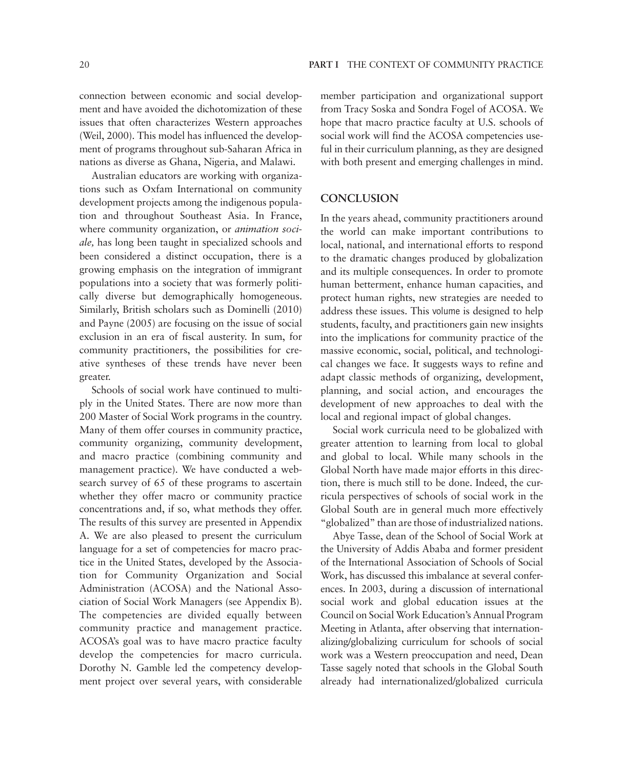connection between economic and social development and have avoided the dichotomization of these issues that often characterizes Western approaches (Weil, 2000). This model has influenced the development of programs throughout sub-Saharan Africa in nations as diverse as Ghana, Nigeria, and Malawi.

Australian educators are working with organizations such as Oxfam International on community development projects among the indigenous population and throughout Southeast Asia. In France, where community organization, or *animation sociale,* has long been taught in specialized schools and been considered a distinct occupation, there is a growing emphasis on the integration of immigrant populations into a society that was formerly politically diverse but demographically homogeneous. Similarly, British scholars such as Dominelli (2010) and Payne (2005) are focusing on the issue of social exclusion in an era of fiscal austerity. In sum, for community practitioners, the possibilities for creative syntheses of these trends have never been greater.

Schools of social work have continued to multiply in the United States. There are now more than 200 Master of Social Work programs in the country. Many of them offer courses in community practice, community organizing, community development, and macro practice (combining community and management practice). We have conducted a websearch survey of 65 of these programs to ascertain whether they offer macro or community practice concentrations and, if so, what methods they offer. The results of this survey are presented in Appendix A. We are also pleased to present the curriculum language for a set of competencies for macro practice in the United States, developed by the Association for Community Organization and Social Administration (ACOSA) and the National Association of Social Work Managers (see Appendix B). The competencies are divided equally between community practice and management practice. ACOSA's goal was to have macro practice faculty develop the competencies for macro curricula. Dorothy N. Gamble led the competency development project over several years, with considerable member participation and organizational support from Tracy Soska and Sondra Fogel of ACOSA. We hope that macro practice faculty at U.S. schools of social work will find the ACOSA competencies useful in their curriculum planning, as they are designed with both present and emerging challenges in mind.

## CONCLUSION

In the years ahead, community practitioners around the world can make important contributions to local, national, and international efforts to respond to the dramatic changes produced by globalization and its multiple consequences. In order to promote human betterment, enhance human capacities, and protect human rights, new strategies are needed to address these issues. This volume is designed to help students, faculty, and practitioners gain new insights into the implications for community practice of the massive economic, social, political, and technological changes we face. It suggests ways to refine and adapt classic methods of organizing, development, planning, and social action, and encourages the development of new approaches to deal with the local and regional impact of global changes.

Social work curricula need to be globalized with greater attention to learning from local to global and global to local. While many schools in the Global North have made major efforts in this direction, there is much still to be done. Indeed, the curricula perspectives of schools of social work in the Global South are in general much more effectively "globalized" than are those of industrialized nations.

Abye Tasse, dean of the School of Social Work at the University of Addis Ababa and former president of the International Association of Schools of Social Work, has discussed this imbalance at several conferences. In 2003, during a discussion of international social work and global education issues at the Council on Social Work Education's Annual Program Meeting in Atlanta, after observing that internationalizing/globalizing curriculum for schools of social work was a Western preoccupation and need, Dean Tasse sagely noted that schools in the Global South already had internationalized/globalized curricula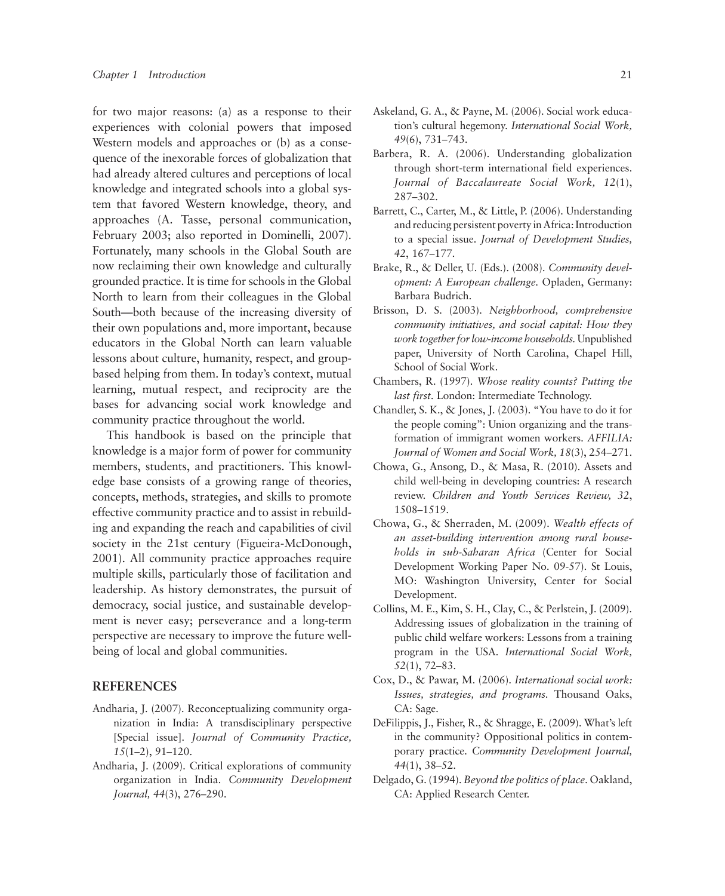for two major reasons: (a) as a response to their experiences with colonial powers that imposed Western models and approaches or (b) as a consequence of the inexorable forces of globalization that had already altered cultures and perceptions of local knowledge and integrated schools into a global system that favored Western knowledge, theory, and approaches (A. Tasse, personal communication, February 2003; also reported in Dominelli, 2007). Fortunately, many schools in the Global South are now reclaiming their own knowledge and culturally grounded practice. It is time for schools in the Global North to learn from their colleagues in the Global South—both because of the increasing diversity of their own populations and, more important, because educators in the Global North can learn valuable lessons about culture, humanity, respect, and group-based helping from them. In today's context, mutual learning, mutual respect, and reciprocity are the bases for advancing social work knowledge and community practice throughout the world.

This handbook is based on the principle that knowledge is a major form of power for community members, students, and practitioners. This knowledge base consists of a growing range of theories, concepts, methods, strategies, and skills to promote effective community practice and to assist in rebuilding and expanding the reach and capabilities of civil society in the 21st century (Figueira-McDonough, 2001). All community practice approaches require multiple skills, particularly those of facilitation and leadership. As history demonstrates, the pursuit of democracy, social justice, and sustainable development is never easy; perseverance and a long-term perspective are necessary to improve the future well-being of local and global communities.

## REFERENCES

Andharia, J. (2007). Reconceptualizing community organization in India: A transdisciplinary perspective [Special issue]. *Journal of Community Practice, 15*(1–2), 91–120.

Andharia, J. (2009). Critical explorations of community organization in India. *Community Development Journal, 44*(3), 276–290.

Askeland, G. A., & Payne, M. (2006). Social work education's cultural hegemony. *International Social Work, 49*(6), 731–743.

Barbera, R. A. (2006). Understanding globalization through short-term international field experiences. *Journal of Baccalaureate Social Work, 12*(1), 287–302.

Barrett, C., Carter, M., & Little, P. (2006). Understanding and reducing persistent poverty in Africa: Introduction to a special issue. *Journal of Development Studies, 42*, 167–177.

Brake, R., & Deller, U. (Eds.). (2008). *Community development: A European challenge.* Opladen, Germany: Barbara Budrich.

Brisson, D. S. (2003). *Neighborhood, comprehensive community initiatives, and social capital: How they work together for low-income households.* Unpublished paper, University of North Carolina, Chapel Hill, School of Social Work.

Chambers, R. (1997). *Whose reality counts? Putting the last first.* London: Intermediate Technology.

Chandler, S. K., & Jones, J. (2003). "You have to do it for the people coming": Union organizing and the transformation of immigrant women workers. *AFFILIA: Journal of Women and Social Work, 18*(3), 254–271.

Chowa, G., Ansong, D., & Masa, R. (2010). Assets and child well-being in developing countries: A research review. *Children and Youth Services Review, 32*, 1508–1519.

Chowa, G., & Sherraden, M. (2009). *Wealth effects of an asset-building intervention among rural households in sub-Saharan Africa* (Center for Social Development Working Paper No. 09-57). St Louis, MO: Washington University, Center for Social Development.

Collins, M. E., Kim, S. H., Clay, C., & Perlstein, J. (2009). Addressing issues of globalization in the training of public child welfare workers: Lessons from a training program in the USA. *International Social Work, 52*(1), 72–83.

Cox, D., & Pawar, M. (2006). *International social work: Issues, strategies, and programs.* Thousand Oaks, CA: Sage.

DeFilippis, J., Fisher, R., & Shragge, E. (2009). What's left in the community? Oppositional politics in contemporary practice. *Community Development Journal, 44*(1), 38–52.

Delgado, G. (1994). *Beyond the politics of place.* Oakland, CA: Applied Research Center.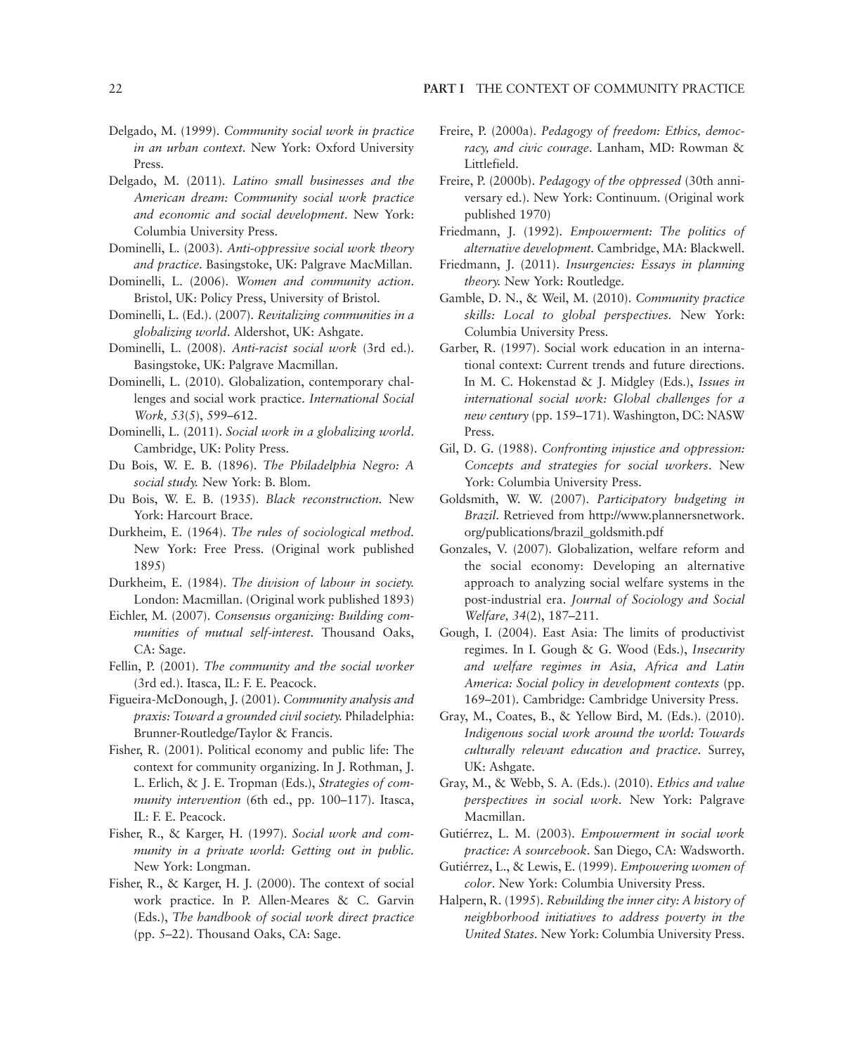Delgado, M. (1999). *Community social work in practice in an urban context.* New York: Oxford University Press.

Delgado, M. (2011). *Latino small businesses and the American dream: Community social work practice and economic and social development.* New York: Columbia University Press.

Dominelli, L. (2003). *Anti-oppressive social work theory and practice.* Basingstoke, UK: Palgrave MacMillan.

Dominelli, L. (2006). *Women and community action.* Bristol, UK: Policy Press, University of Bristol.

Dominelli, L. (Ed.). (2007). *Revitalizing communities in a globalizing world.* Aldershot, UK: Ashgate.

Dominelli, L. (2008). *Anti-racist social work* (3rd ed.). Basingstoke, UK: Palgrave Macmillan.

Dominelli, L. (2010). Globalization, contemporary challenges and social work practice. *International Social Work, 53*(5), 599–612.

Dominelli, L. (2011). *Social work in a globalizing world.* Cambridge, UK: Polity Press.

Du Bois, W. E. B. (1896). *The Philadelphia Negro: A social study.* New York: B. Blom.

Du Bois, W. E. B. (1935). *Black reconstruction.* New York: Harcourt Brace.

Durkheim, E. (1964). *The rules of sociological method.* New York: Free Press. (Original work published 1895)

Durkheim, E. (1984). *The division of labour in society.* London: Macmillan. (Original work published 1893)

Eichler, M. (2007). *Consensus organizing: Building communities of mutual self-interest.* Thousand Oaks, CA: Sage.

Fellin, P. (2001). *The community and the social worker* (3rd ed.). Itasca, IL: F. E. Peacock.

Figueira-McDonough, J. (2001). *Community analysis and praxis: Toward a grounded civil society.* Philadelphia: Brunner-Routledge/Taylor & Francis.

Fisher, R. (2001). Political economy and public life: The context for community organizing. In J. Rothman, J. L. Erlich, & J. E. Tropman (Eds.), *Strategies of community intervention* (6th ed., pp. 100–117). Itasca, IL: F. E. Peacock.

Fisher, R., & Karger, H. (1997). *Social work and community in a private world: Getting out in public.* New York: Longman.

Fisher, R., & Karger, H. J. (2000). The context of social work practice. In P. Allen-Meares & C. Garvin (Eds.), *The handbook of social work direct practice* (pp. 5–22). Thousand Oaks, CA: Sage.

Freire, P. (2000a). *Pedagogy of freedom: Ethics, democracy, and civic courage.* Lanham, MD: Rowman & Littlefield.

Freire, P. (2000b). *Pedagogy of the oppressed* (30th anniversary ed.). New York: Continuum. (Original work published 1970)

Friedmann, J. (1992). *Empowerment: The politics of alternative development.* Cambridge, MA: Blackwell.

Friedmann, J. (2011). *Insurgencies: Essays in planning theory.* New York: Routledge.

Gamble, D. N., & Weil, M. (2010). *Community practice skills: Local to global perspectives.* New York: Columbia University Press.

Garber, R. (1997). Social work education in an international context: Current trends and future directions. In M. C. Hokenstad & J. Midgley (Eds.), *Issues in international social work: Global challenges for a new century* (pp. 159–171). Washington, DC: NASW Press.

Gil, D. G. (1988). *Confronting injustice and oppression: Concepts and strategies for social workers.* New York: Columbia University Press.

Goldsmith, W. W. (2007). *Participatory budgeting in Brazil.* Retrieved from http://www.plannersnetwork.org/publications/brazil_goldsmith.pdf

Gonzales, V. (2007). Globalization, welfare reform and the social economy: Developing an alternative approach to analyzing social welfare systems in the post-industrial era. *Journal of Sociology and Social Welfare, 34*(2), 187–211.

Gough, I. (2004). East Asia: The limits of productivist regimes. In I. Gough & G. Wood (Eds.), *Insecurity and welfare regimes in Asia, Africa and Latin America: Social policy in development contexts* (pp. 169–201). Cambridge: Cambridge University Press.

Gray, M., Coates, B., & Yellow Bird, M. (Eds.). (2010). *Indigenous social work around the world: Towards culturally relevant education and practice.* Surrey, UK: Ashgate.

Gray, M., & Webb, S. A. (Eds.). (2010). *Ethics and value perspectives in social work.* New York: Palgrave Macmillan.

Gutiérrez, L. M. (2003). *Empowerment in social work practice: A sourcebook.* San Diego, CA: Wadsworth.

Gutiérrez, L., & Lewis, E. (1999). *Empowering women of color.* New York: Columbia University Press.

Halpern, R. (1995). *Rebuilding the inner city: A history of neighborhood initiatives to address poverty in the United States.* New York: Columbia University Press.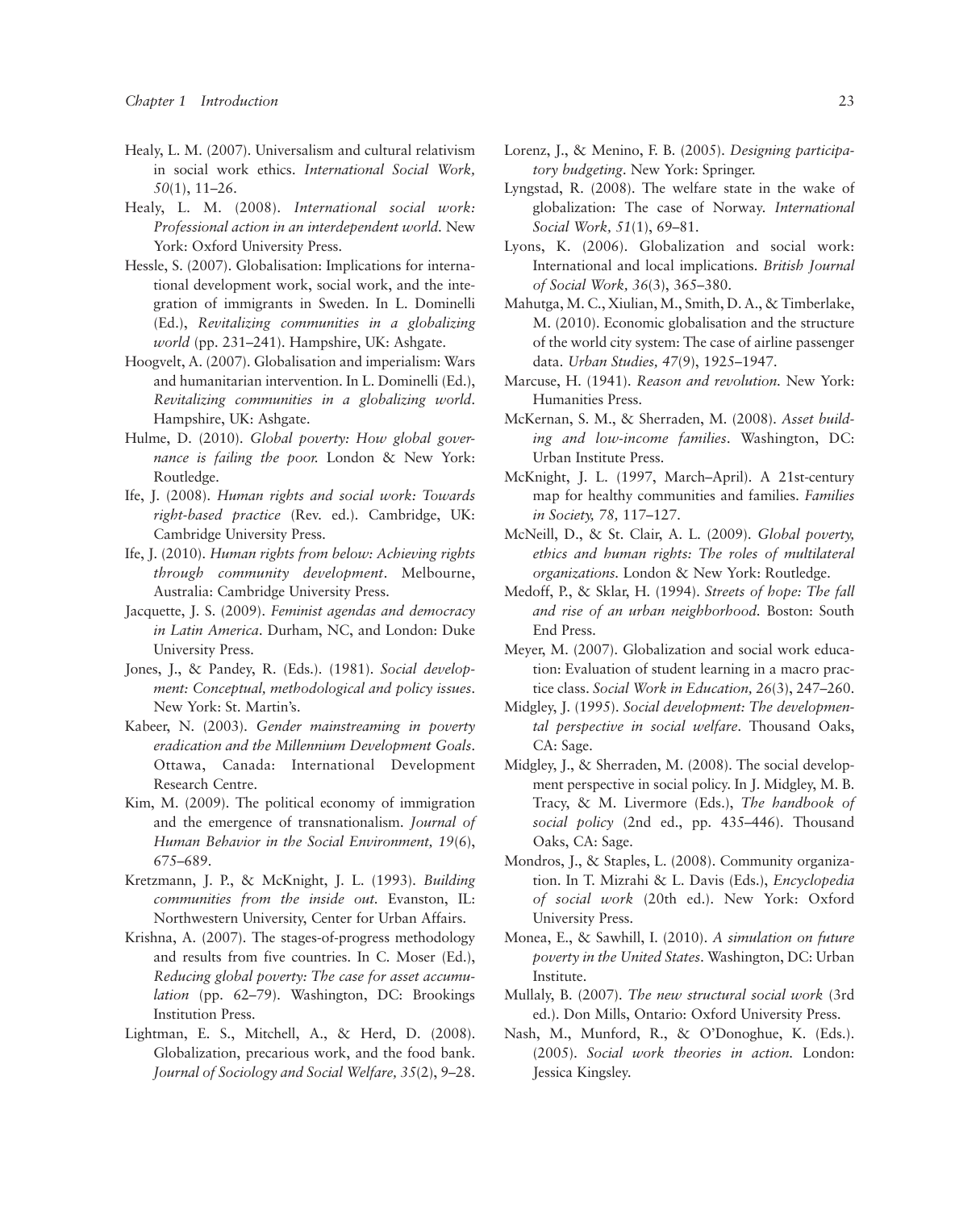Healy, L. M. (2007). Universalism and cultural relativism in social work ethics. *International Social Work, 50*(1), 11–26.

Healy, L. M. (2008). *International social work: Professional action in an interdependent world.* New York: Oxford University Press.

Hessle, S. (2007). Globalisation: Implications for international development work, social work, and the integration of immigrants in Sweden. In L. Dominelli (Ed.), *Revitalizing communities in a globalizing world* (pp. 231–241). Hampshire, UK: Ashgate.

Hoogvelt, A. (2007). Globalisation and imperialism: Wars and humanitarian intervention. In L. Dominelli (Ed.), *Revitalizing communities in a globalizing world*. Hampshire, UK: Ashgate.

Hulme, D. (2010). *Global poverty: How global governance is failing the poor.* London & New York: Routledge.

Ife, J. (2008). *Human rights and social work: Towards right-based practice* (Rev. ed.). Cambridge, UK: Cambridge University Press.

Ife, J. (2010). *Human rights from below: Achieving rights through community development*. Melbourne, Australia: Cambridge University Press.

Jacquette, J. S. (2009). *Feminist agendas and democracy in Latin America*. Durham, NC, and London: Duke University Press.

Jones, J., & Pandey, R. (Eds.). (1981). *Social development: Conceptual, methodological and policy issues*. New York: St. Martin's.

Kabeer, N. (2003). *Gender mainstreaming in poverty eradication and the Millennium Development Goals*. Ottawa, Canada: International Development Research Centre.

Kim, M. (2009). The political economy of immigration and the emergence of transnationalism. *Journal of Human Behavior in the Social Environment, 19*(6), 675–689.

Kretzmann, J. P., & McKnight, J. L. (1993). *Building communities from the inside out.* Evanston, IL: Northwestern University, Center for Urban Affairs.

Krishna, A. (2007). The stages-of-progress methodology and results from five countries. In C. Moser (Ed.), *Reducing global poverty: The case for asset accumulation* (pp. 62–79). Washington, DC: Brookings Institution Press.

Lightman, E. S., Mitchell, A., & Herd, D. (2008). Globalization, precarious work, and the food bank. *Journal of Sociology and Social Welfare, 35*(2), 9–28.

Lorenz, J., & Menino, F. B. (2005). *Designing participatory budgeting*. New York: Springer.

Lyngstad, R. (2008). The welfare state in the wake of globalization: The case of Norway. *International Social Work, 51*(1), 69–81.

Lyons, K. (2006). Globalization and social work: International and local implications. *British Journal of Social Work, 36*(3), 365–380.

Mahutga, M. C., Xiulian, M., Smith, D. A., & Timberlake, M. (2010). Economic globalisation and the structure of the world city system: The case of airline passenger data. *Urban Studies, 47*(9), 1925–1947.

Marcuse, H. (1941). *Reason and revolution.* New York: Humanities Press.

McKernan, S. M., & Sherraden, M. (2008). *Asset building and low-income families*. Washington, DC: Urban Institute Press.

McKnight, J. L. (1997, March–April). A 21st-century map for healthy communities and families. *Families in Society, 78,* 117–127.

McNeill, D., & St. Clair, A. L. (2009). *Global poverty, ethics and human rights: The roles of multilateral organizations.* London & New York: Routledge.

Medoff, P., & Sklar, H. (1994). *Streets of hope: The fall and rise of an urban neighborhood.* Boston: South End Press.

Meyer, M. (2007). Globalization and social work education: Evaluation of student learning in a macro practice class. *Social Work in Education, 26*(3), 247–260.

Midgley, J. (1995). *Social development: The developmental perspective in social welfare*. Thousand Oaks, CA: Sage.

Midgley, J., & Sherraden, M. (2008). The social development perspective in social policy. In J. Midgley, M. B. Tracy, & M. Livermore (Eds.), *The handbook of social policy* (2nd ed., pp. 435–446). Thousand Oaks, CA: Sage.

Mondros, J., & Staples, L. (2008). Community organization. In T. Mizrahi & L. Davis (Eds.), *Encyclopedia of social work* (20th ed.). New York: Oxford University Press.

Monea, E., & Sawhill, I. (2010). *A simulation on future poverty in the United States*. Washington, DC: Urban Institute.

Mullaly, B. (2007). *The new structural social work* (3rd ed.). Don Mills, Ontario: Oxford University Press.

Nash, M., Munford, R., & O'Donoghue, K. (Eds.). (2005). *Social work theories in action.* London: Jessica Kingsley.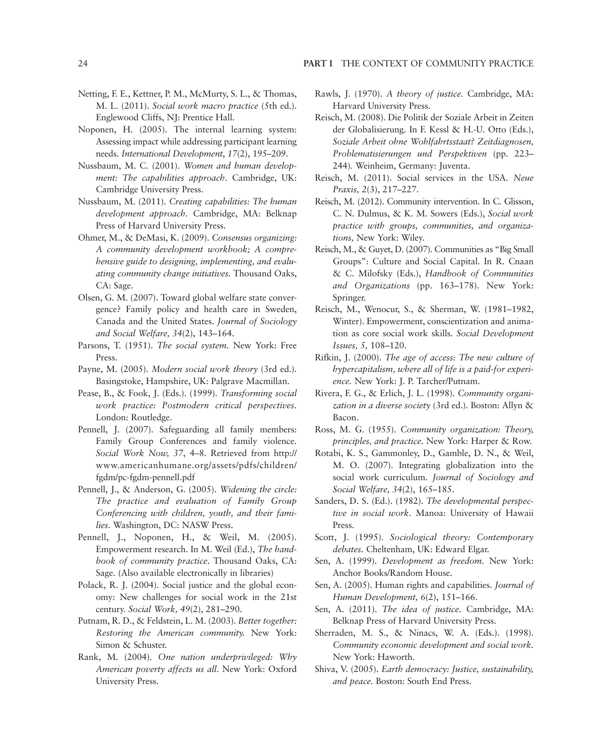Netting, F. E., Kettner, P. M., McMurty, S. L., & Thomas, M. L. (2011). *Social work macro practice* (5th ed.). Englewood Cliffs, NJ: Prentice Hall.

Noponen, H. (2005). The internal learning system: Assessing impact while addressing participant learning needs. *International Development*, *17*(2), 195–209.

Nussbaum, M. C. (2001). *Women and human development: The capabilities approach*. Cambridge, UK: Cambridge University Press.

Nussbaum, M. (2011). *Creating capabilities: The human development approach*. Cambridge, MA: Belknap Press of Harvard University Press.

Ohmer, M., & DeMasi, K. (2009). *Consensus organizing: A community development workbook; A comprehensive guide to designing, implementing, and evaluating community change initiatives*. Thousand Oaks, CA: Sage.

Olsen, G. M. (2007). Toward global welfare state convergence? Family policy and health care in Sweden, Canada and the United States. *Journal of Sociology and Social Welfare, 34*(2), 143–164.

Parsons, T. (1951). *The social system*. New York: Free Press.

Payne, M. (2005). *Modern social work theory* (3rd ed.). Basingstoke, Hampshire, UK: Palgrave Macmillan.

Pease, B., & Fook, J. (Eds.). (1999). *Transforming social work practice: Postmodern critical perspectives*. London: Routledge.

Pennell, J. (2007). Safeguarding all family members: Family Group Conferences and family violence. *Social Work Now, 37*, 4–8. Retrieved from http://www.americanhumane.org/assets/pdfs/children/fgdm/pc-fgdm-pennell.pdf

Pennell, J., & Anderson, G. (2005). *Widening the circle: The practice and evaluation of Family Group Conferencing with children, youth, and their families*. Washington, DC: NASW Press.

Pennell, J., Noponen, H., & Weil, M. (2005). Empowerment research. In M. Weil (Ed.), *The handbook of community practice*. Thousand Oaks, CA: Sage. (Also available electronically in libraries)

Polack, R. J. (2004). Social justice and the global economy: New challenges for social work in the 21st century. *Social Work, 49*(2), 281–290.

Putnam, R. D., & Feldstein, L. M. (2003). *Better together: Restoring the American community.* New York: Simon & Schuster.

Rank, M. (2004). *One nation underprivileged: Why American poverty affects us all*. New York: Oxford University Press.

Rawls, J. (1970). *A theory of justice.* Cambridge, MA: Harvard University Press.

Reisch, M. (2008). Die Politik der Soziale Arbeit in Zeiten der Globalisierung. In F. Kessl & H.-U. Otto (Eds.), *Soziale Arbeit ohne Wohlfahrtsstaat? Zeitdiagnosen, Problematisierungen und Perspektiven* (pp. 223–244). Weinheim, Germany: Juventa.

Reisch, M. (2011). Social services in the USA. *Neue Praxis, 2*(3), 217–227.

Reisch, M. (2012). Community intervention. In C. Glisson, C. N. Dulmus, & K. M. Sowers (Eds.), *Social work practice with groups, communities, and organizations,* New York: Wiley.

Reisch, M., & Guyet, D. (2007). Communities as "Big Small Groups": Culture and Social Capital. In R. Cnaan & C. Milofsky (Eds.), *Handbook of Communities and Organizations* (pp. 163–178). New York: Springer.

Reisch, M., Wenocur, S., & Sherman, W. (1981–1982, Winter). Empowerment, conscientization and animation as core social work skills. *Social Development Issues, 5,* 108–120.

Rifkin, J. (2000). *The age of access: The new culture of hypercapitalism, where all of life is a paid-for experience.* New York: J. P. Tarcher/Putnam.

Rivera, F. G., & Erlich, J. L. (1998). *Community organization in a diverse society* (3rd ed.). Boston: Allyn & Bacon.

Ross, M. G. (1955). *Community organization: Theory, principles, and practice.* New York: Harper & Row.

Rotabi, K. S., Gammonley, D., Gamble, D. N., & Weil, M. O. (2007). Integrating globalization into the social work curriculum. *Journal of Sociology and Social Welfare, 34*(2), 165–185.

Sanders, D. S. (Ed.). (1982). *The developmental perspective in social work*. Manoa: University of Hawaii Press.

Scott, J. (1995). *Sociological theory: Contemporary debates.* Cheltenham, UK: Edward Elgar.

Sen, A. (1999). *Development as freedom.* New York: Anchor Books/Random House.

Sen, A. (2005). Human rights and capabilities. *Journal of Human Development, 6*(2), 151–166.

Sen, A. (2011). *The idea of justice.* Cambridge, MA: Belknap Press of Harvard University Press.

Sherraden, M. S., & Ninacs, W. A. (Eds.). (1998). *Community economic development and social work*. New York: Haworth.

Shiva, V. (2005). *Earth democracy: Justice, sustainability, and peace.* Boston: South End Press.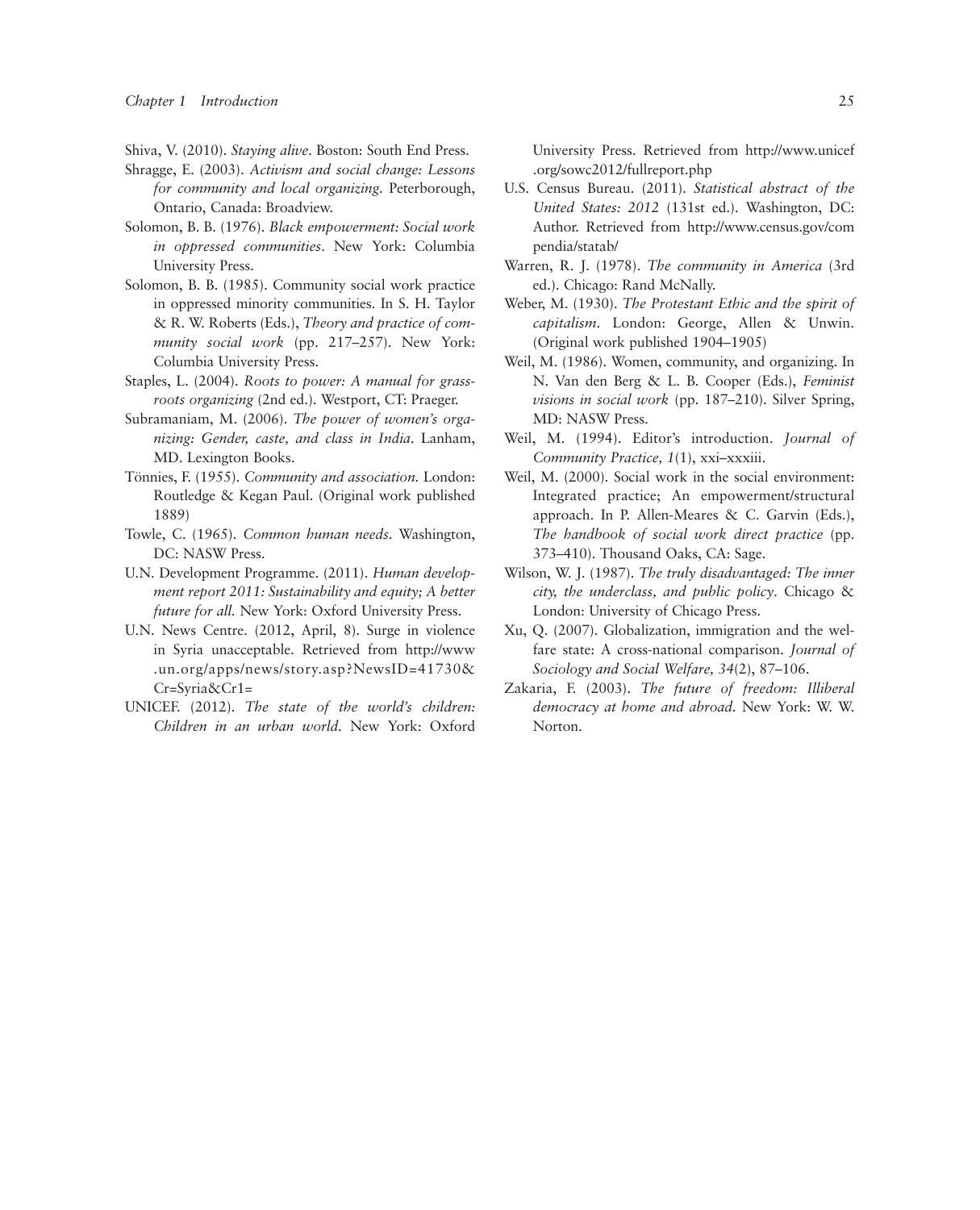Shiva, V. (2010). *Staying alive*. Boston: South End Press.

Shragge, E. (2003). *Activism and social change: Lessons for community and local organizing*. Peterborough, Ontario, Canada: Broadview.

Solomon, B. B. (1976). *Black empowerment: Social work in oppressed communities*. New York: Columbia University Press.

Solomon, B. B. (1985). Community social work practice in oppressed minority communities. In S. H. Taylor & R. W. Roberts (Eds.), *Theory and practice of community social work* (pp. 217–257). New York: Columbia University Press.

Staples, L. (2004). *Roots to power: A manual for grassroots organizing* (2nd ed.). Westport, CT: Praeger.

Subramaniam, M. (2006). *The power of women's organizing: Gender, caste, and class in India*. Lanham, MD. Lexington Books.

Tönnies, F. (1955). *Community and association*. London: Routledge & Kegan Paul. (Original work published 1889)

Towle, C. (1965). *Common human needs*. Washington, DC: NASW Press.

U.N. Development Programme. (2011). *Human development report 2011: Sustainability and equity; A better future for all*. New York: Oxford University Press.

U.N. News Centre. (2012, April, 8). Surge in violence in Syria unacceptable. Retrieved from http://www.un.org/apps/news/story.asp?NewsID=41730&Cr=Syria&Cr1=

UNICEF. (2012). *The state of the world's children: Children in an urban world*. New York: Oxford University Press. Retrieved from http://www.unicef.org/sowc2012/fullreport.php

U.S. Census Bureau. (2011). *Statistical abstract of the United States: 2012* (131st ed.). Washington, DC: Author. Retrieved from http://www.census.gov/compendia/statab/

Warren, R. J. (1978). *The community in America* (3rd ed.). Chicago: Rand McNally.

Weber, M. (1930). *The Protestant Ethic and the spirit of capitalism*. London: George, Allen & Unwin. (Original work published 1904–1905)

Weil, M. (1986). Women, community, and organizing. In N. Van den Berg & L. B. Cooper (Eds.), *Feminist visions in social work* (pp. 187–210). Silver Spring, MD: NASW Press.

Weil, M. (1994). Editor's introduction. *Journal of Community Practice, 1*(1), xxi–xxxiii.

Weil, M. (2000). Social work in the social environment: Integrated practice; An empowerment/structural approach. In P. Allen-Meares & C. Garvin (Eds.), *The handbook of social work direct practice* (pp. 373–410). Thousand Oaks, CA: Sage.

Wilson, W. J. (1987). *The truly disadvantaged: The inner city, the underclass, and public policy*. Chicago & London: University of Chicago Press.

Xu, Q. (2007). Globalization, immigration and the welfare state: A cross-national comparison. *Journal of Sociology and Social Welfare, 34*(2), 87–106.

Zakaria, F. (2003). *The future of freedom: Illiberal democracy at home and abroad*. New York: W. W. Norton.